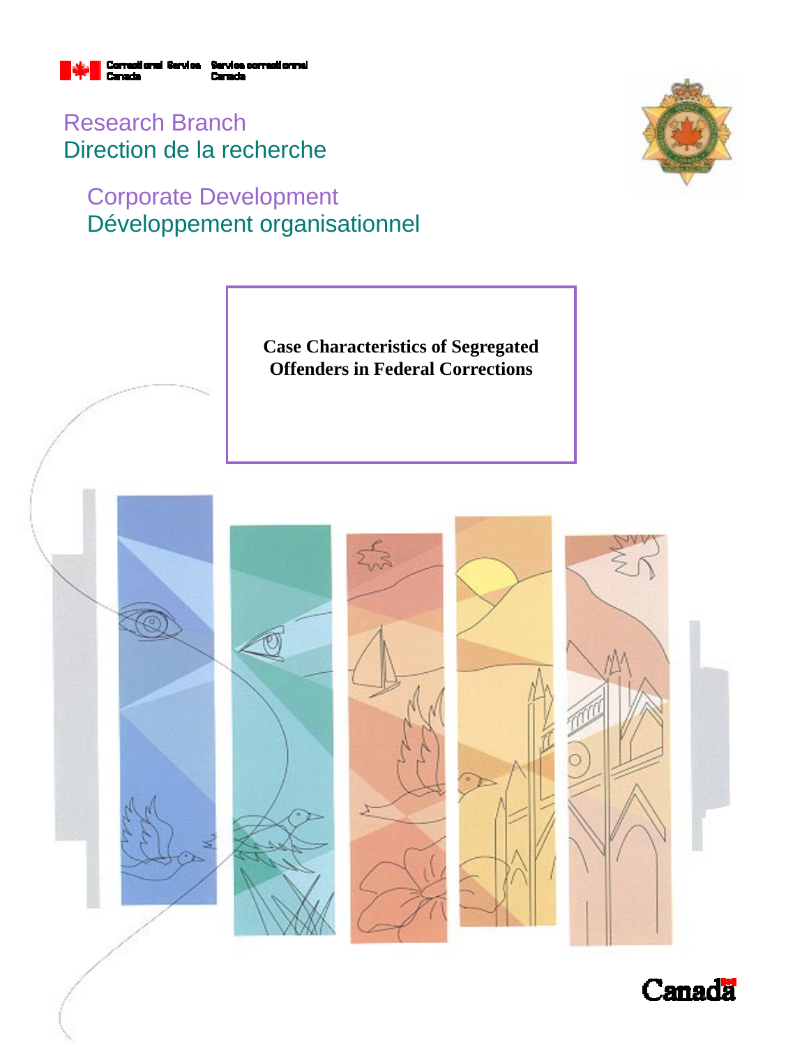Correctional Service Canada / Service correctionnel Canada

Research Branch
Direction de la recherche

Corporate Development
Développement organisationnel

# Case Characteristics of Segregated Offenders in Federal Corrections

Canada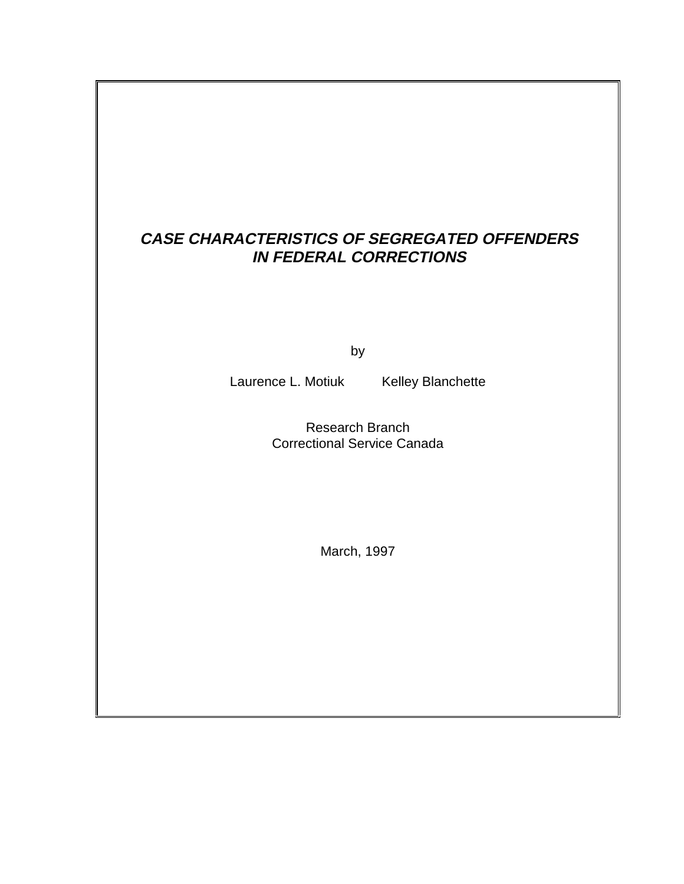# ***CASE CHARACTERISTICS OF SEGREGATED OFFENDERS IN FEDERAL CORRECTIONS***

by

Laurence L. Motiuk     Kelley Blanchette

Research Branch
Correctional Service Canada

March, 1997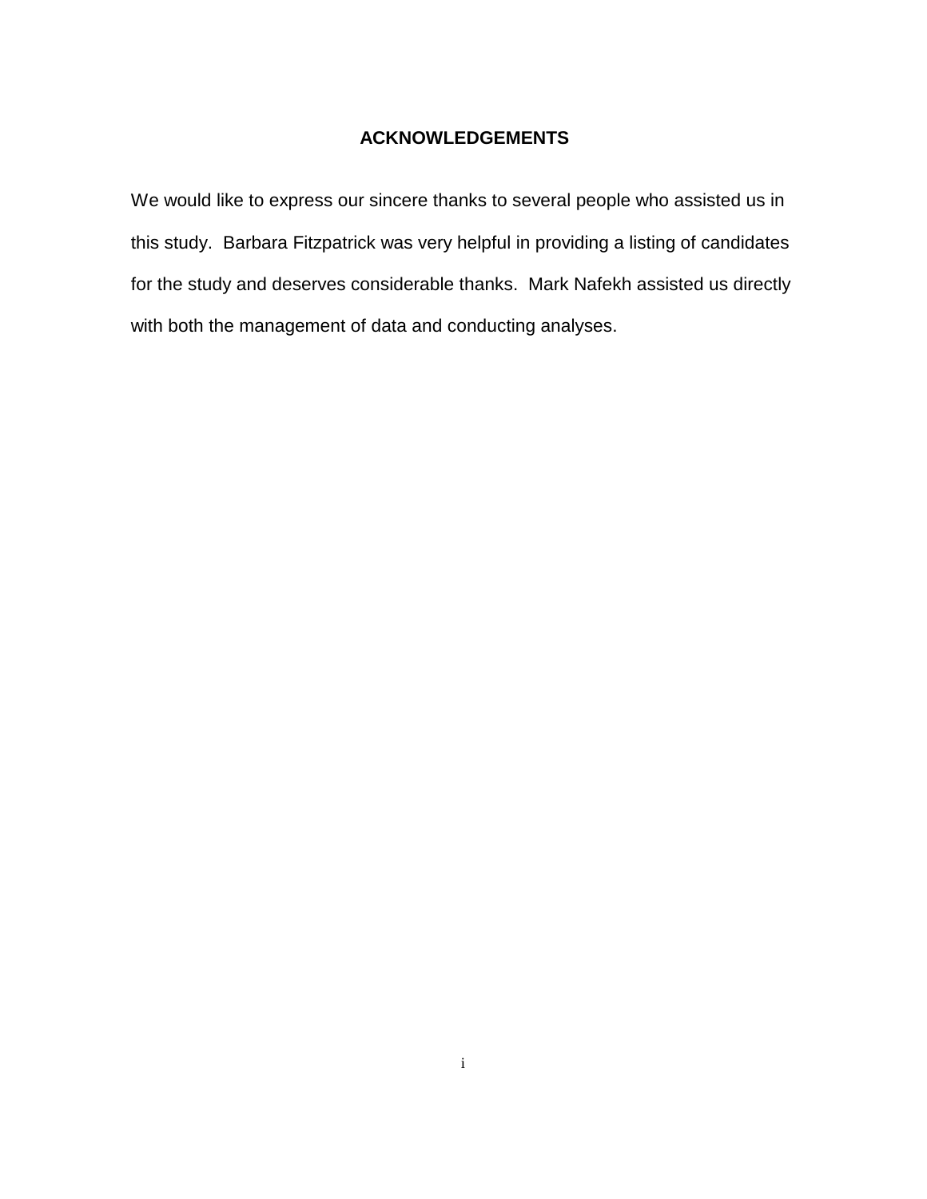## ACKNOWLEDGEMENTS

We would like to express our sincere thanks to several people who assisted us in this study. Barbara Fitzpatrick was very helpful in providing a listing of candidates for the study and deserves considerable thanks. Mark Nafekh assisted us directly with both the management of data and conducting analyses.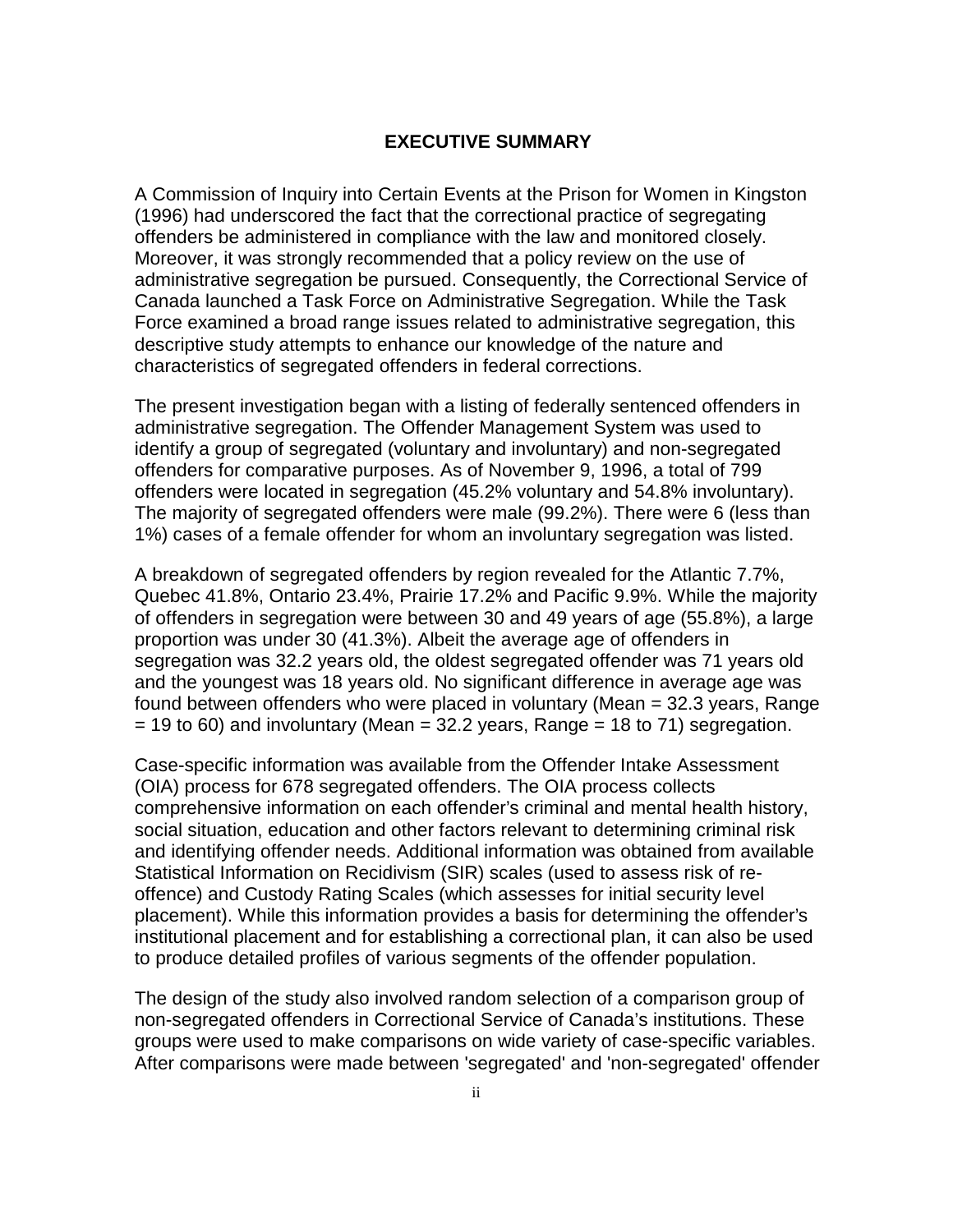## EXECUTIVE SUMMARY

A Commission of Inquiry into Certain Events at the Prison for Women in Kingston (1996) had underscored the fact that the correctional practice of segregating offenders be administered in compliance with the law and monitored closely. Moreover, it was strongly recommended that a policy review on the use of administrative segregation be pursued. Consequently, the Correctional Service of Canada launched a Task Force on Administrative Segregation. While the Task Force examined a broad range issues related to administrative segregation, this descriptive study attempts to enhance our knowledge of the nature and characteristics of segregated offenders in federal corrections.

The present investigation began with a listing of federally sentenced offenders in administrative segregation. The Offender Management System was used to identify a group of segregated (voluntary and involuntary) and non-segregated offenders for comparative purposes. As of November 9, 1996, a total of 799 offenders were located in segregation (45.2% voluntary and 54.8% involuntary). The majority of segregated offenders were male (99.2%). There were 6 (less than 1%) cases of a female offender for whom an involuntary segregation was listed.

A breakdown of segregated offenders by region revealed for the Atlantic 7.7%, Quebec 41.8%, Ontario 23.4%, Prairie 17.2% and Pacific 9.9%. While the majority of offenders in segregation were between 30 and 49 years of age (55.8%), a large proportion was under 30 (41.3%). Albeit the average age of offenders in segregation was 32.2 years old, the oldest segregated offender was 71 years old and the youngest was 18 years old. No significant difference in average age was found between offenders who were placed in voluntary (Mean = 32.3 years, Range = 19 to 60) and involuntary (Mean = 32.2 years, Range = 18 to 71) segregation.

Case-specific information was available from the Offender Intake Assessment (OIA) process for 678 segregated offenders. The OIA process collects comprehensive information on each offender's criminal and mental health history, social situation, education and other factors relevant to determining criminal risk and identifying offender needs. Additional information was obtained from available Statistical Information on Recidivism (SIR) scales (used to assess risk of re-offence) and Custody Rating Scales (which assesses for initial security level placement). While this information provides a basis for determining the offender's institutional placement and for establishing a correctional plan, it can also be used to produce detailed profiles of various segments of the offender population.

The design of the study also involved random selection of a comparison group of non-segregated offenders in Correctional Service of Canada's institutions. These groups were used to make comparisons on wide variety of case-specific variables. After comparisons were made between 'segregated' and 'non-segregated' offender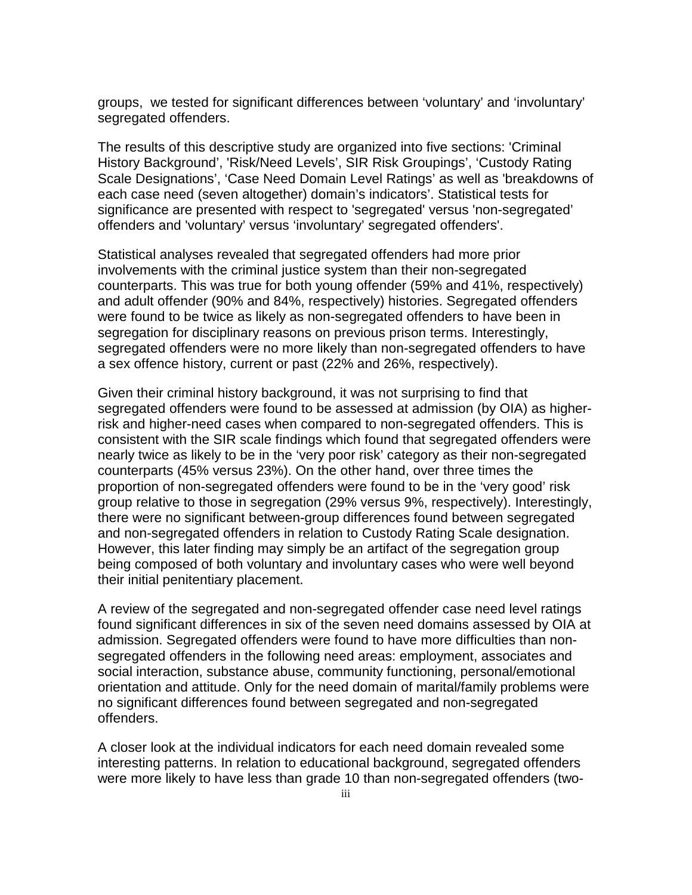groups,  we tested for significant differences between 'voluntary' and 'involuntary' segregated offenders.

The results of this descriptive study are organized into five sections: 'Criminal History Background', 'Risk/Need Levels', SIR Risk Groupings', 'Custody Rating Scale Designations', 'Case Need Domain Level Ratings' as well as 'breakdowns of each case need (seven altogether) domain's indicators'. Statistical tests for significance are presented with respect to 'segregated' versus 'non-segregated' offenders and 'voluntary' versus 'involuntary' segregated offenders'.

Statistical analyses revealed that segregated offenders had more prior involvements with the criminal justice system than their non-segregated counterparts. This was true for both young offender (59% and 41%, respectively) and adult offender (90% and 84%, respectively) histories. Segregated offenders were found to be twice as likely as non-segregated offenders to have been in segregation for disciplinary reasons on previous prison terms. Interestingly, segregated offenders were no more likely than non-segregated offenders to have a sex offence history, current or past (22% and 26%, respectively).

Given their criminal history background, it was not surprising to find that segregated offenders were found to be assessed at admission (by OIA) as higher-risk and higher-need cases when compared to non-segregated offenders. This is consistent with the SIR scale findings which found that segregated offenders were nearly twice as likely to be in the 'very poor risk' category as their non-segregated counterparts (45% versus 23%). On the other hand, over three times the proportion of non-segregated offenders were found to be in the 'very good' risk group relative to those in segregation (29% versus 9%, respectively). Interestingly, there were no significant between-group differences found between segregated and non-segregated offenders in relation to Custody Rating Scale designation. However, this later finding may simply be an artifact of the segregation group being composed of both voluntary and involuntary cases who were well beyond their initial penitentiary placement.

A review of the segregated and non-segregated offender case need level ratings found significant differences in six of the seven need domains assessed by OIA at admission. Segregated offenders were found to have more difficulties than non-segregated offenders in the following need areas: employment, associates and social interaction, substance abuse, community functioning, personal/emotional orientation and attitude. Only for the need domain of marital/family problems were no significant differences found between segregated and non-segregated offenders.

A closer look at the individual indicators for each need domain revealed some interesting patterns. In relation to educational background, segregated offenders were more likely to have less than grade 10 than non-segregated offenders (two-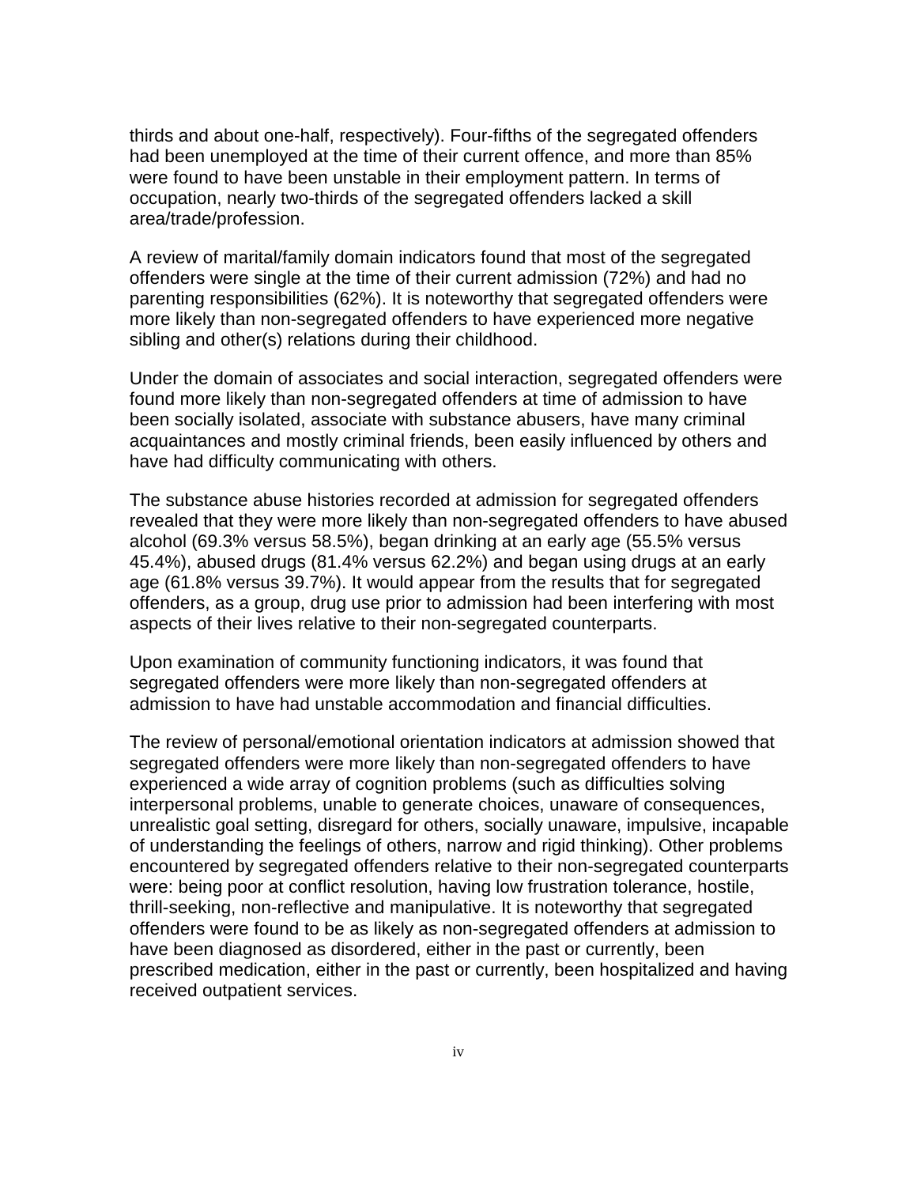thirds and about one-half, respectively). Four-fifths of the segregated offenders had been unemployed at the time of their current offence, and more than 85% were found to have been unstable in their employment pattern. In terms of occupation, nearly two-thirds of the segregated offenders lacked a skill area/trade/profession.

A review of marital/family domain indicators found that most of the segregated offenders were single at the time of their current admission (72%) and had no parenting responsibilities (62%). It is noteworthy that segregated offenders were more likely than non-segregated offenders to have experienced more negative sibling and other(s) relations during their childhood.

Under the domain of associates and social interaction, segregated offenders were found more likely than non-segregated offenders at time of admission to have been socially isolated, associate with substance abusers, have many criminal acquaintances and mostly criminal friends, been easily influenced by others and have had difficulty communicating with others.

The substance abuse histories recorded at admission for segregated offenders revealed that they were more likely than non-segregated offenders to have abused alcohol (69.3% versus 58.5%), began drinking at an early age (55.5% versus 45.4%), abused drugs (81.4% versus 62.2%) and began using drugs at an early age (61.8% versus 39.7%). It would appear from the results that for segregated offenders, as a group, drug use prior to admission had been interfering with most aspects of their lives relative to their non-segregated counterparts.

Upon examination of community functioning indicators, it was found that segregated offenders were more likely than non-segregated offenders at admission to have had unstable accommodation and financial difficulties.

The review of personal/emotional orientation indicators at admission showed that segregated offenders were more likely than non-segregated offenders to have experienced a wide array of cognition problems (such as difficulties solving interpersonal problems, unable to generate choices, unaware of consequences, unrealistic goal setting, disregard for others, socially unaware, impulsive, incapable of understanding the feelings of others, narrow and rigid thinking). Other problems encountered by segregated offenders relative to their non-segregated counterparts were: being poor at conflict resolution, having low frustration tolerance, hostile, thrill-seeking, non-reflective and manipulative. It is noteworthy that segregated offenders were found to be as likely as non-segregated offenders at admission to have been diagnosed as disordered, either in the past or currently, been prescribed medication, either in the past or currently, been hospitalized and having received outpatient services.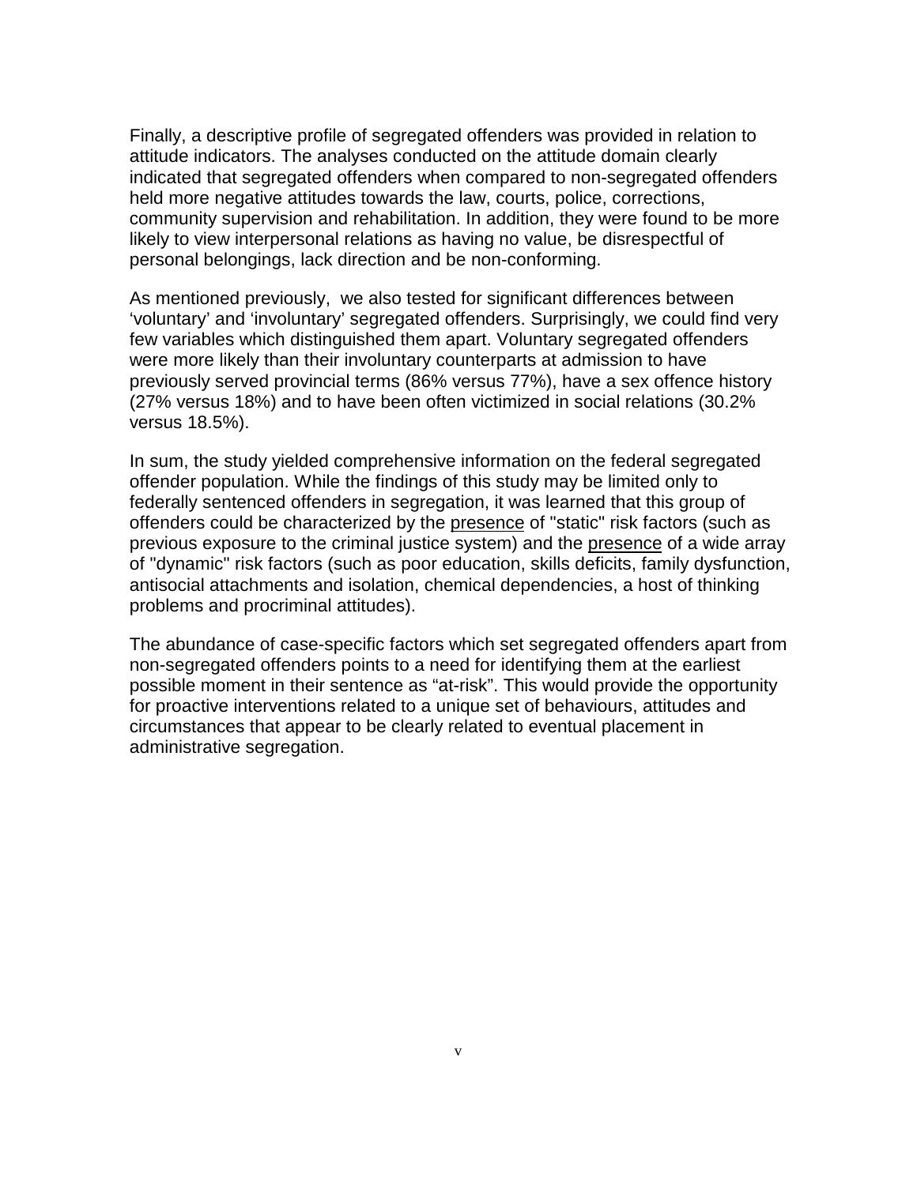Finally, a descriptive profile of segregated offenders was provided in relation to attitude indicators. The analyses conducted on the attitude domain clearly indicated that segregated offenders when compared to non-segregated offenders held more negative attitudes towards the law, courts, police, corrections, community supervision and rehabilitation. In addition, they were found to be more likely to view interpersonal relations as having no value, be disrespectful of personal belongings, lack direction and be non-conforming.

As mentioned previously, we also tested for significant differences between 'voluntary' and 'involuntary' segregated offenders. Surprisingly, we could find very few variables which distinguished them apart. Voluntary segregated offenders were more likely than their involuntary counterparts at admission to have previously served provincial terms (86% versus 77%), have a sex offence history (27% versus 18%) and to have been often victimized in social relations (30.2% versus 18.5%).

In sum, the study yielded comprehensive information on the federal segregated offender population. While the findings of this study may be limited only to federally sentenced offenders in segregation, it was learned that this group of offenders could be characterized by the presence of "static" risk factors (such as previous exposure to the criminal justice system) and the presence of a wide array of "dynamic" risk factors (such as poor education, skills deficits, family dysfunction, antisocial attachments and isolation, chemical dependencies, a host of thinking problems and procriminal attitudes).

The abundance of case-specific factors which set segregated offenders apart from non-segregated offenders points to a need for identifying them at the earliest possible moment in their sentence as "at-risk". This would provide the opportunity for proactive interventions related to a unique set of behaviours, attitudes and circumstances that appear to be clearly related to eventual placement in administrative segregation.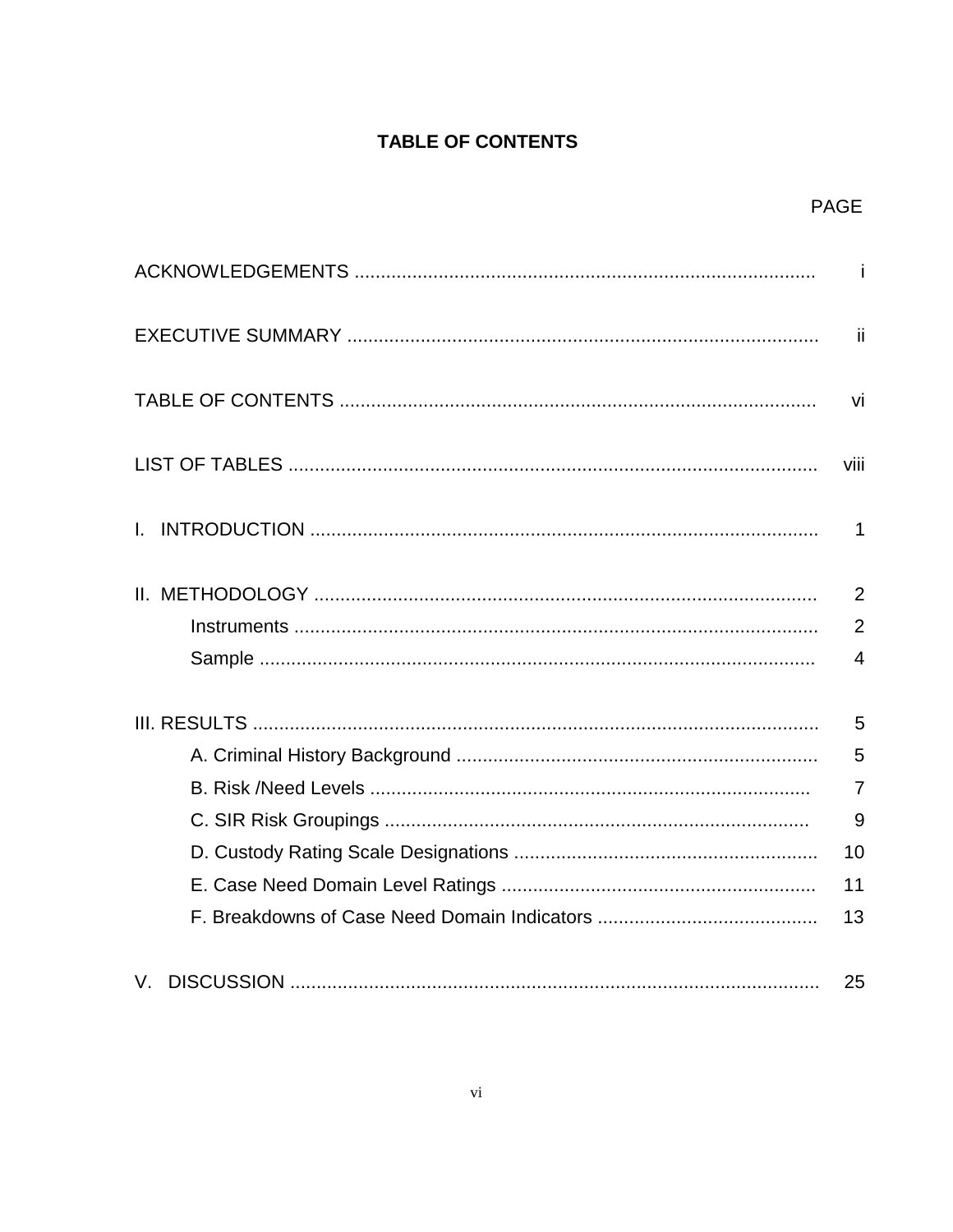# TABLE OF CONTENTS

| | PAGE |
|---|---|
| ACKNOWLEDGEMENTS | i |
| EXECUTIVE SUMMARY | ii |
| TABLE OF CONTENTS | vi |
| LIST OF TABLES | viii |
| I. INTRODUCTION | 1 |
| II. METHODOLOGY | 2 |
| Instruments | 2 |
| Sample | 4 |
| III. RESULTS | 5 |
| A. Criminal History Background | 5 |
| B. Risk /Need Levels | 7 |
| C. SIR Risk Groupings | 9 |
| D. Custody Rating Scale Designations | 10 |
| E. Case Need Domain Level Ratings | 11 |
| F. Breakdowns of Case Need Domain Indicators | 13 |
| V. DISCUSSION | 25 |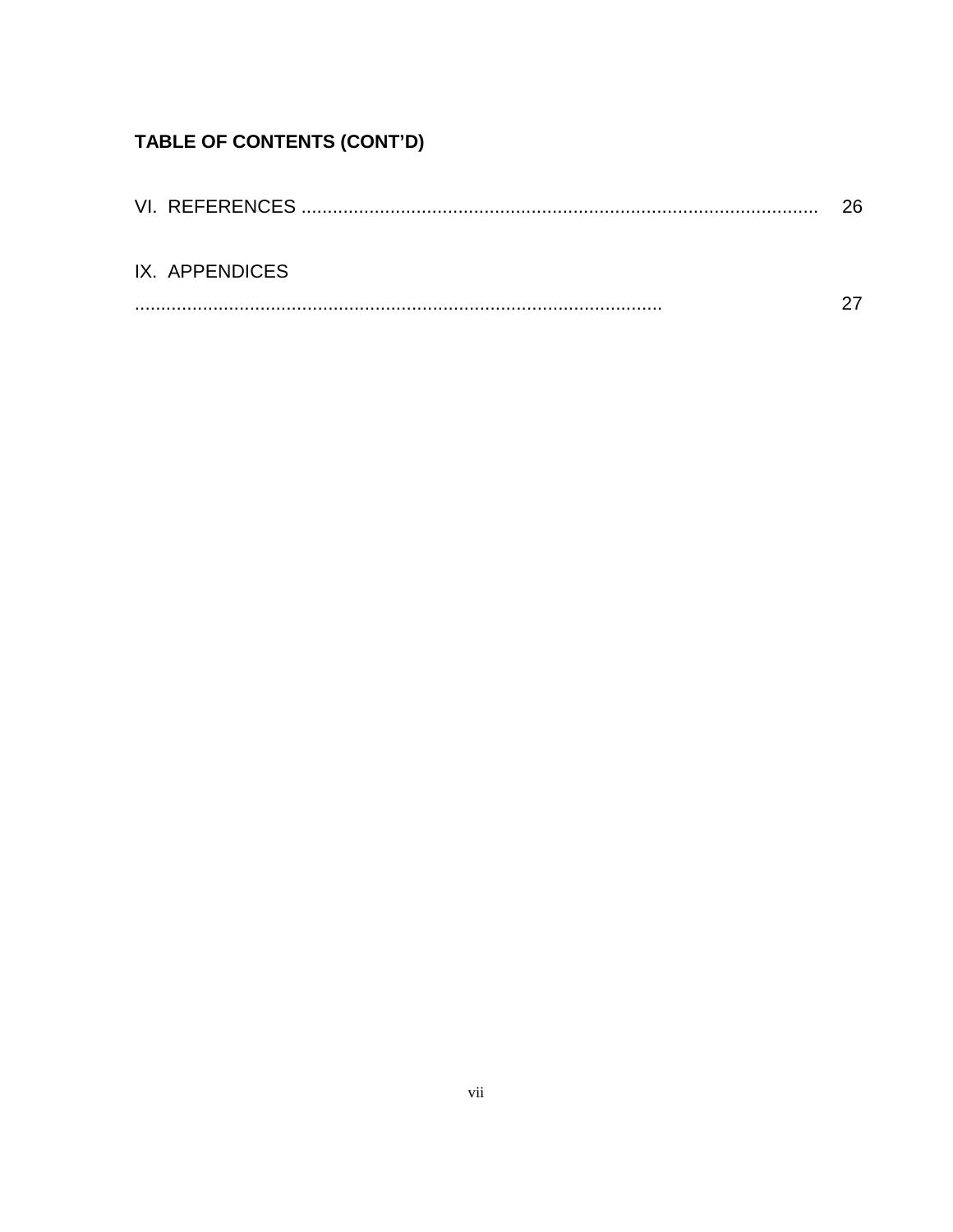**TABLE OF CONTENTS (CONT'D)**

VI. REFERENCES .................................................................................................. 26

IX. APPENDICES
.................................................................................................... 27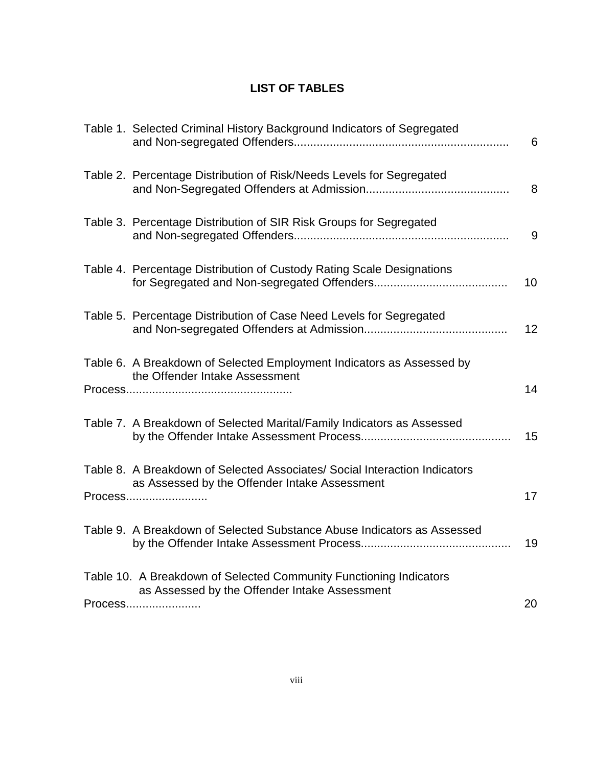# LIST OF TABLES

| | |
|---|---|
| Table 1. Selected Criminal History Background Indicators of Segregated and Non-segregated Offenders | 6 |
| Table 2. Percentage Distribution of Risk/Needs Levels for Segregated and Non-Segregated Offenders at Admission | 8 |
| Table 3. Percentage Distribution of SIR Risk Groups for Segregated and Non-segregated Offenders | 9 |
| Table 4. Percentage Distribution of Custody Rating Scale Designations for Segregated and Non-segregated Offenders | 10 |
| Table 5. Percentage Distribution of Case Need Levels for Segregated and Non-segregated Offenders at Admission | 12 |
| Table 6. A Breakdown of Selected Employment Indicators as Assessed by the Offender Intake Assessment Process | 14 |
| Table 7. A Breakdown of Selected Marital/Family Indicators as Assessed by the Offender Intake Assessment Process | 15 |
| Table 8. A Breakdown of Selected Associates/ Social Interaction Indicators as Assessed by the Offender Intake Assessment Process | 17 |
| Table 9. A Breakdown of Selected Substance Abuse Indicators as Assessed by the Offender Intake Assessment Process | 19 |
| Table 10. A Breakdown of Selected Community Functioning Indicators as Assessed by the Offender Intake Assessment Process | 20 |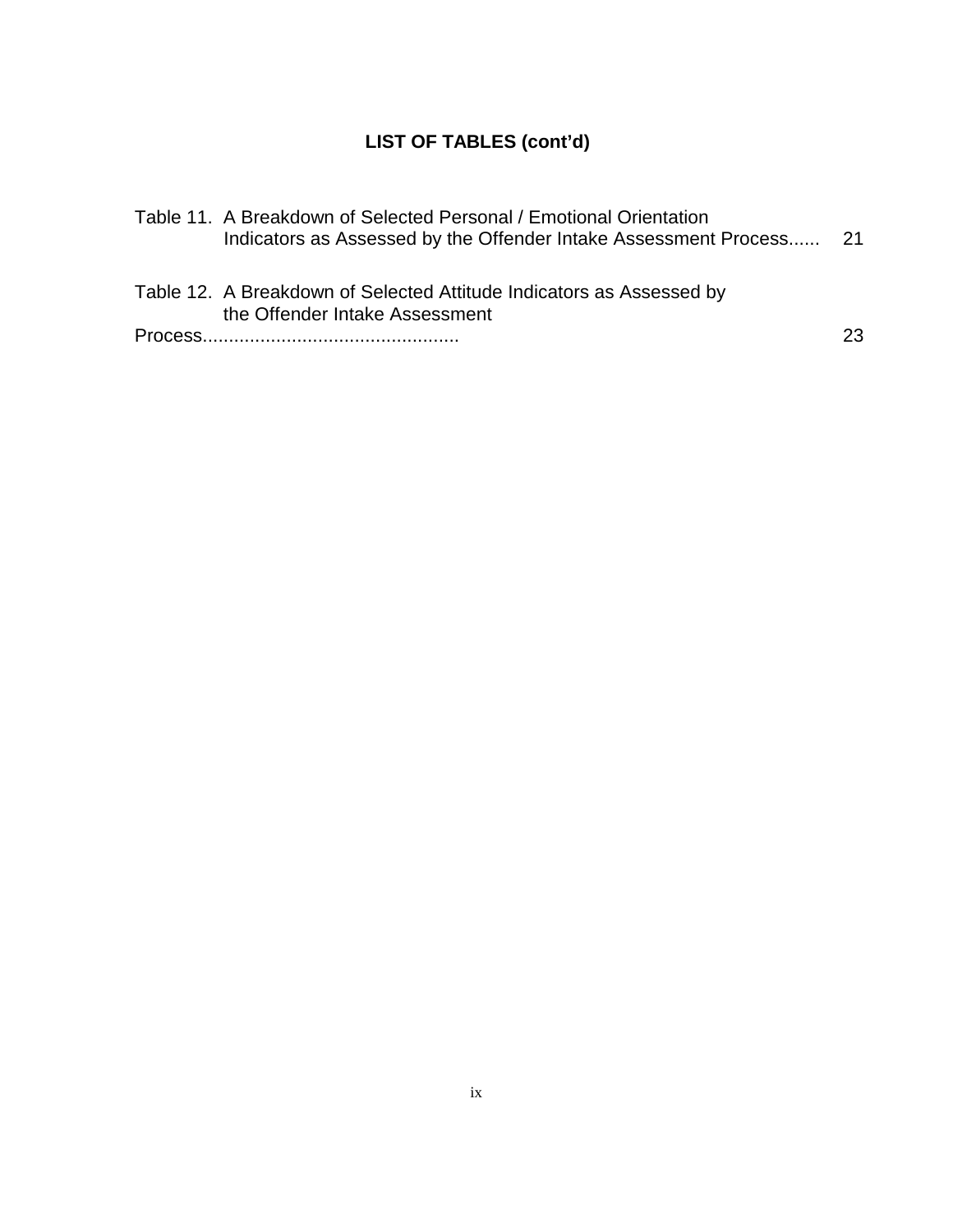**LIST OF TABLES (cont'd)**

Table 11. A Breakdown of Selected Personal / Emotional Orientation Indicators as Assessed by the Offender Intake Assessment Process...... 21

Table 12. A Breakdown of Selected Attitude Indicators as Assessed by the Offender Intake Assessment Process................................................ 23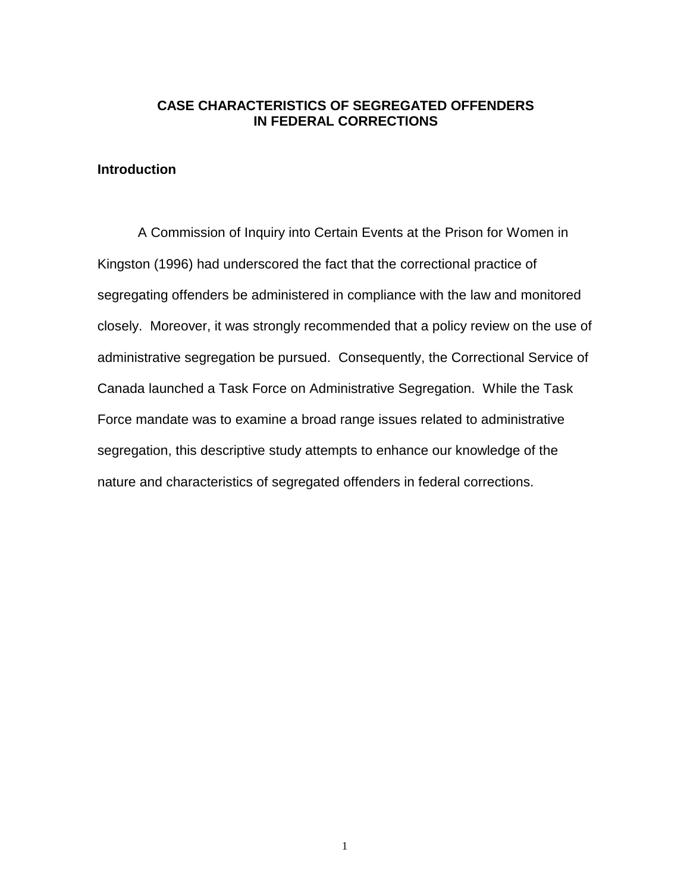# CASE CHARACTERISTICS OF SEGREGATED OFFENDERS IN FEDERAL CORRECTIONS

## Introduction

A Commission of Inquiry into Certain Events at the Prison for Women in Kingston (1996) had underscored the fact that the correctional practice of segregating offenders be administered in compliance with the law and monitored closely. Moreover, it was strongly recommended that a policy review on the use of administrative segregation be pursued. Consequently, the Correctional Service of Canada launched a Task Force on Administrative Segregation. While the Task Force mandate was to examine a broad range issues related to administrative segregation, this descriptive study attempts to enhance our knowledge of the nature and characteristics of segregated offenders in federal corrections.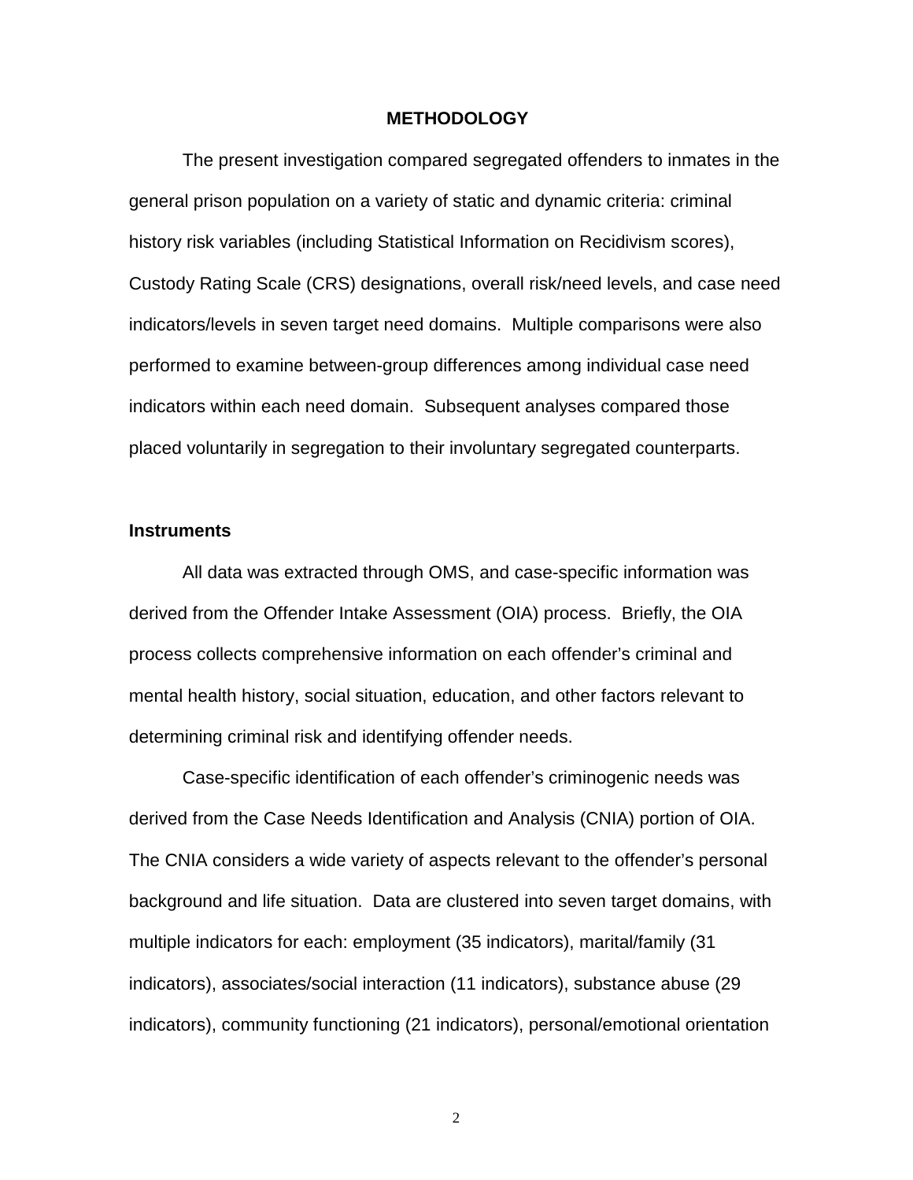## METHODOLOGY

The present investigation compared segregated offenders to inmates in the general prison population on a variety of static and dynamic criteria: criminal history risk variables (including Statistical Information on Recidivism scores), Custody Rating Scale (CRS) designations, overall risk/need levels, and case need indicators/levels in seven target need domains. Multiple comparisons were also performed to examine between-group differences among individual case need indicators within each need domain. Subsequent analyses compared those placed voluntarily in segregation to their involuntary segregated counterparts.

### Instruments

All data was extracted through OMS, and case-specific information was derived from the Offender Intake Assessment (OIA) process. Briefly, the OIA process collects comprehensive information on each offender's criminal and mental health history, social situation, education, and other factors relevant to determining criminal risk and identifying offender needs.

Case-specific identification of each offender's criminogenic needs was derived from the Case Needs Identification and Analysis (CNIA) portion of OIA. The CNIA considers a wide variety of aspects relevant to the offender's personal background and life situation. Data are clustered into seven target domains, with multiple indicators for each: employment (35 indicators), marital/family (31 indicators), associates/social interaction (11 indicators), substance abuse (29 indicators), community functioning (21 indicators), personal/emotional orientation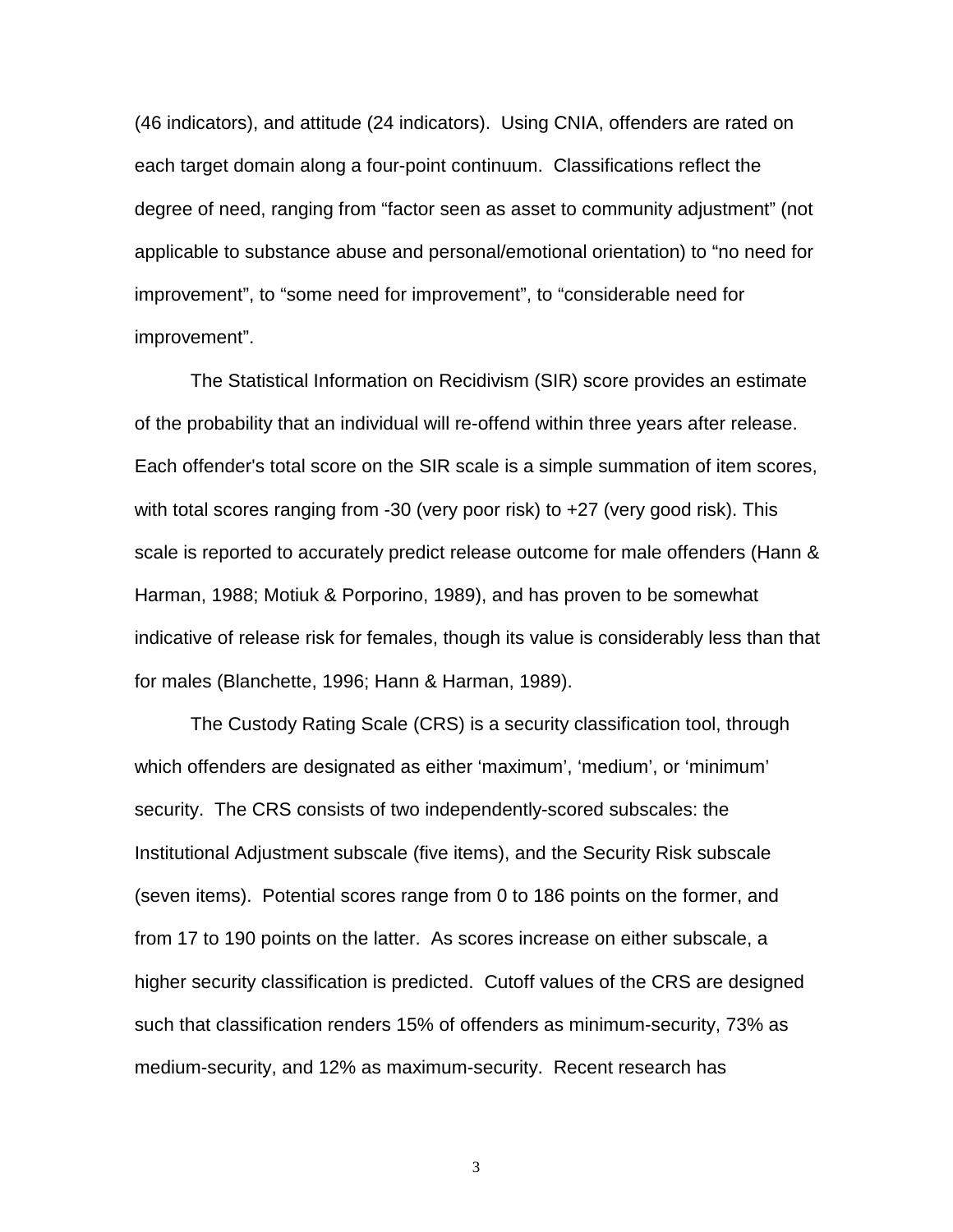(46 indicators), and attitude (24 indicators). Using CNIA, offenders are rated on each target domain along a four-point continuum. Classifications reflect the degree of need, ranging from “factor seen as asset to community adjustment” (not applicable to substance abuse and personal/emotional orientation) to “no need for improvement”, to “some need for improvement”, to “considerable need for improvement”.

The Statistical Information on Recidivism (SIR) score provides an estimate of the probability that an individual will re-offend within three years after release. Each offender's total score on the SIR scale is a simple summation of item scores, with total scores ranging from -30 (very poor risk) to +27 (very good risk). This scale is reported to accurately predict release outcome for male offenders (Hann & Harman, 1988; Motiuk & Porporino, 1989), and has proven to be somewhat indicative of release risk for females, though its value is considerably less than that for males (Blanchette, 1996; Hann & Harman, 1989).

The Custody Rating Scale (CRS) is a security classification tool, through which offenders are designated as either ‘maximum’, ‘medium’, or ‘minimum’ security. The CRS consists of two independently-scored subscales: the Institutional Adjustment subscale (five items), and the Security Risk subscale (seven items). Potential scores range from 0 to 186 points on the former, and from 17 to 190 points on the latter. As scores increase on either subscale, a higher security classification is predicted. Cutoff values of the CRS are designed such that classification renders 15% of offenders as minimum-security, 73% as medium-security, and 12% as maximum-security. Recent research has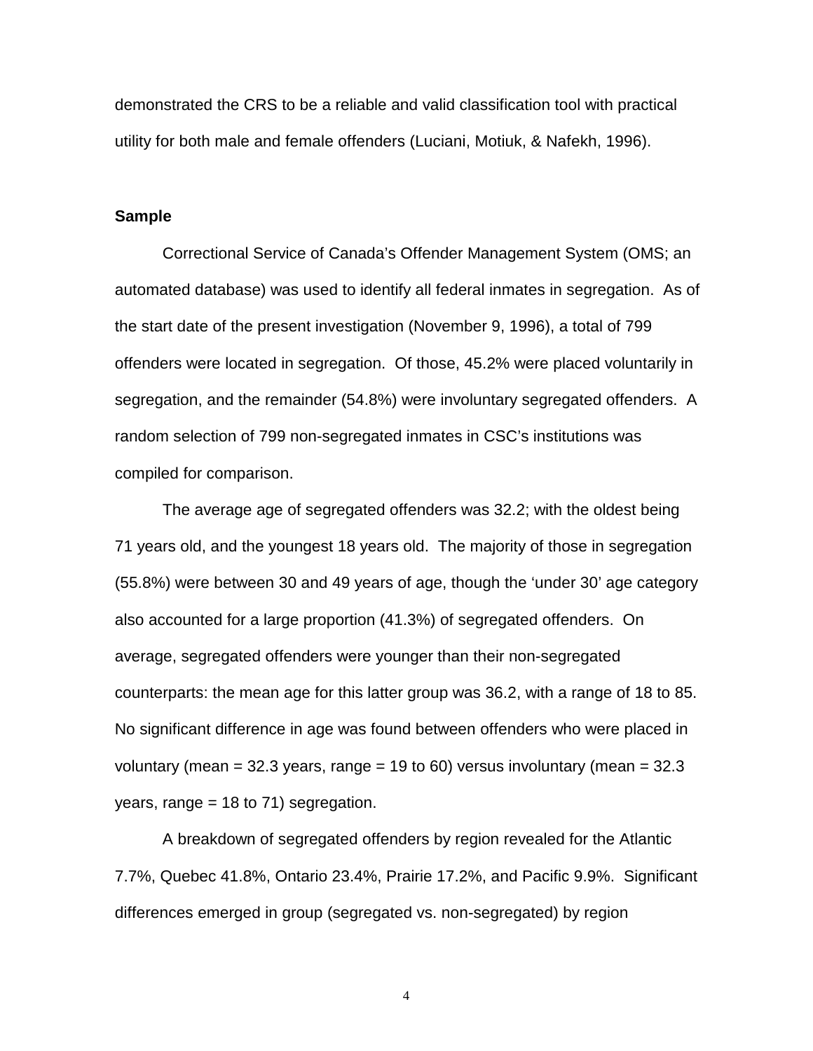demonstrated the CRS to be a reliable and valid classification tool with practical utility for both male and female offenders (Luciani, Motiuk, & Nafekh, 1996).

**Sample**

Correctional Service of Canada's Offender Management System (OMS; an automated database) was used to identify all federal inmates in segregation. As of the start date of the present investigation (November 9, 1996), a total of 799 offenders were located in segregation. Of those, 45.2% were placed voluntarily in segregation, and the remainder (54.8%) were involuntary segregated offenders. A random selection of 799 non-segregated inmates in CSC's institutions was compiled for comparison.

The average age of segregated offenders was 32.2; with the oldest being 71 years old, and the youngest 18 years old. The majority of those in segregation (55.8%) were between 30 and 49 years of age, though the 'under 30' age category also accounted for a large proportion (41.3%) of segregated offenders. On average, segregated offenders were younger than their non-segregated counterparts: the mean age for this latter group was 36.2, with a range of 18 to 85. No significant difference in age was found between offenders who were placed in voluntary (mean = 32.3 years, range = 19 to 60) versus involuntary (mean = 32.3 years, range = 18 to 71) segregation.

A breakdown of segregated offenders by region revealed for the Atlantic 7.7%, Quebec 41.8%, Ontario 23.4%, Prairie 17.2%, and Pacific 9.9%. Significant differences emerged in group (segregated vs. non-segregated) by region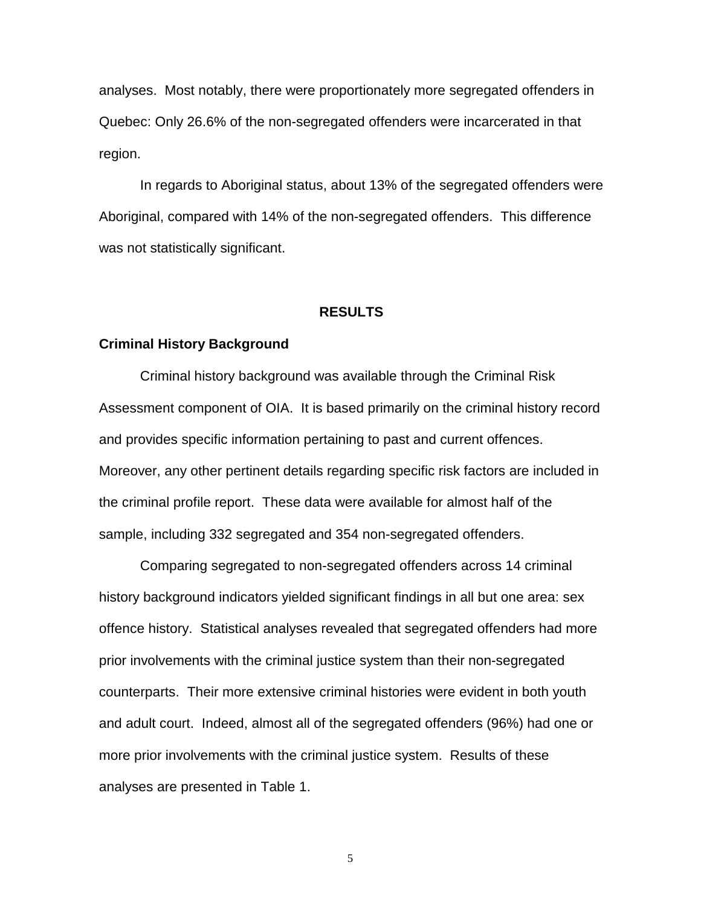analyses. Most notably, there were proportionately more segregated offenders in Quebec: Only 26.6% of the non-segregated offenders were incarcerated in that region.

In regards to Aboriginal status, about 13% of the segregated offenders were Aboriginal, compared with 14% of the non-segregated offenders. This difference was not statistically significant.

## RESULTS

### Criminal History Background

Criminal history background was available through the Criminal Risk Assessment component of OIA. It is based primarily on the criminal history record and provides specific information pertaining to past and current offences. Moreover, any other pertinent details regarding specific risk factors are included in the criminal profile report. These data were available for almost half of the sample, including 332 segregated and 354 non-segregated offenders.

Comparing segregated to non-segregated offenders across 14 criminal history background indicators yielded significant findings in all but one area: sex offence history. Statistical analyses revealed that segregated offenders had more prior involvements with the criminal justice system than their non-segregated counterparts. Their more extensive criminal histories were evident in both youth and adult court. Indeed, almost all of the segregated offenders (96%) had one or more prior involvements with the criminal justice system. Results of these analyses are presented in Table 1.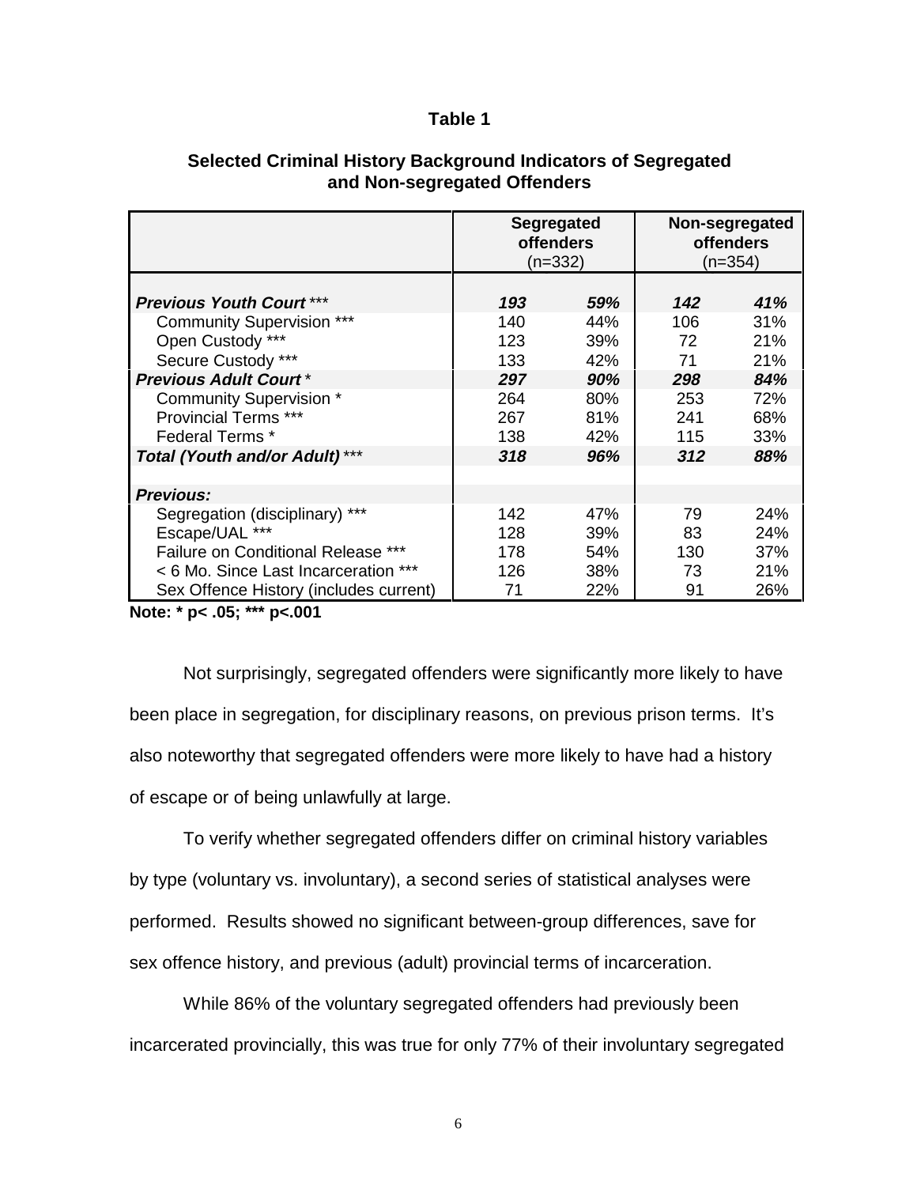**Table 1**

**Selected Criminal History Background Indicators of Segregated and Non-segregated Offenders**

| | **Segregated offenders** (n=332) | | **Non-segregated offenders** (n=354) | |
|---|---|---|---|---|
| ***Previous Youth Court*** *** | ***193*** | ***59%*** | ***142*** | ***41%*** |
| Community Supervision *** | 140 | 44% | 106 | 31% |
| Open Custody *** | 123 | 39% | 72 | 21% |
| Secure Custody *** | 133 | 42% | 71 | 21% |
| ***Previous Adult Court*** * | ***297*** | ***90%*** | ***298*** | ***84%*** |
| Community Supervision * | 264 | 80% | 253 | 72% |
| Provincial Terms *** | 267 | 81% | 241 | 68% |
| Federal Terms * | 138 | 42% | 115 | 33% |
| ***Total (Youth and/or Adult)*** *** | ***318*** | ***96%*** | ***312*** | ***88%*** |
| | | | | |
| ***Previous:*** | | | | |
| Segregation (disciplinary) *** | 142 | 47% | 79 | 24% |
| Escape/UAL *** | 128 | 39% | 83 | 24% |
| Failure on Conditional Release *** | 178 | 54% | 130 | 37% |
| < 6 Mo. Since Last Incarceration *** | 126 | 38% | 73 | 21% |
| Sex Offence History (includes current) | 71 | 22% | 91 | 26% |

**Note: * p< .05; *** p<.001**

Not surprisingly, segregated offenders were significantly more likely to have been place in segregation, for disciplinary reasons, on previous prison terms. It's also noteworthy that segregated offenders were more likely to have had a history of escape or of being unlawfully at large.

To verify whether segregated offenders differ on criminal history variables by type (voluntary vs. involuntary), a second series of statistical analyses were performed. Results showed no significant between-group differences, save for sex offence history, and previous (adult) provincial terms of incarceration.

While 86% of the voluntary segregated offenders had previously been incarcerated provincially, this was true for only 77% of their involuntary segregated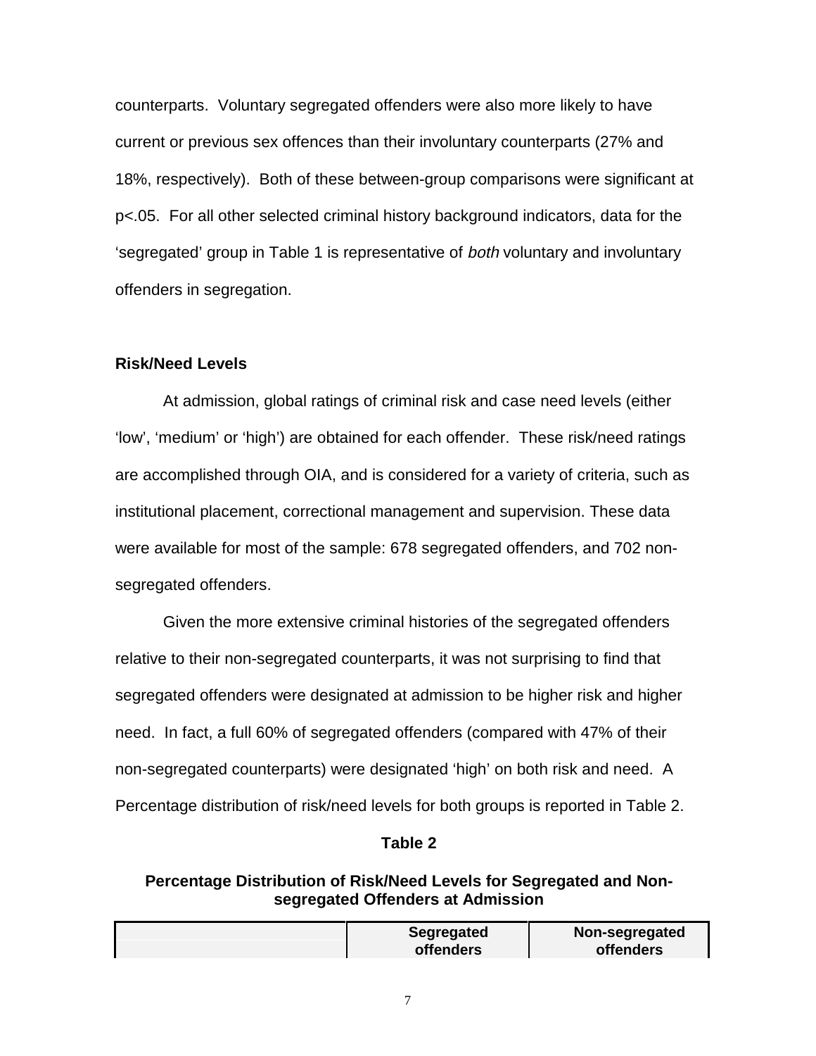counterparts. Voluntary segregated offenders were also more likely to have current or previous sex offences than their involuntary counterparts (27% and 18%, respectively). Both of these between-group comparisons were significant at $p<.05$. For all other selected criminal history background indicators, data for the 'segregated' group in Table 1 is representative of *both* voluntary and involuntary offenders in segregation.

### Risk/Need Levels

At admission, global ratings of criminal risk and case need levels (either 'low', 'medium' or 'high') are obtained for each offender. These risk/need ratings are accomplished through OIA, and is considered for a variety of criteria, such as institutional placement, correctional management and supervision. These data were available for most of the sample: 678 segregated offenders, and 702 non-segregated offenders.

Given the more extensive criminal histories of the segregated offenders relative to their non-segregated counterparts, it was not surprising to find that segregated offenders were designated at admission to be higher risk and higher need. In fact, a full 60% of segregated offenders (compared with 47% of their non-segregated counterparts) were designated 'high' on both risk and need. A Percentage distribution of risk/need levels for both groups is reported in Table 2.

**Table 2**

**Percentage Distribution of Risk/Need Levels for Segregated and Non-segregated Offenders at Admission**

| | Segregated offenders | Non-segregated offenders |
|---|---|---|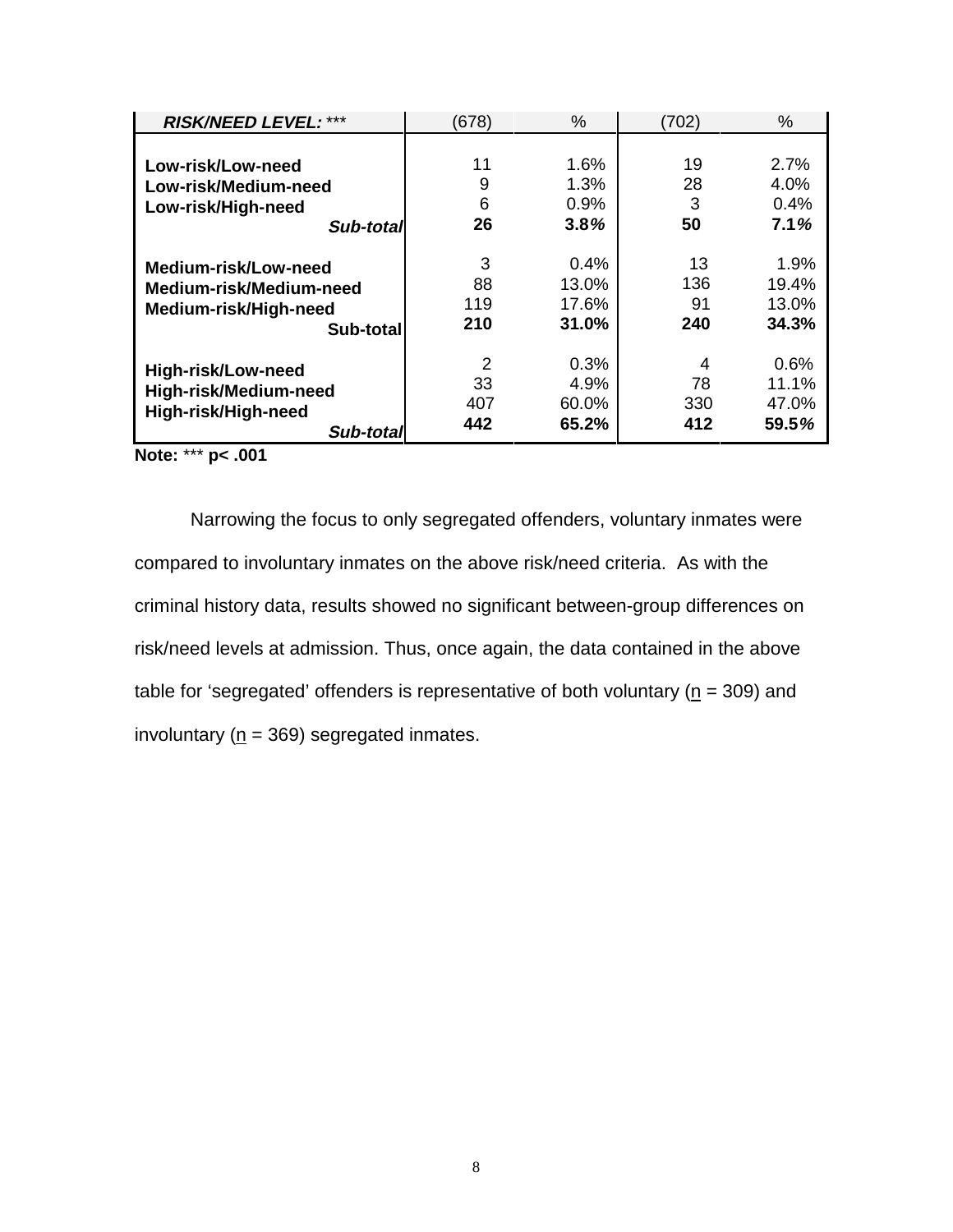| ***RISK/NEED LEVEL:*** *** | (678) | % | (702) | % |
|---|---|---|---|---|
| **Low-risk/Low-need** | 11 | 1.6% | 19 | 2.7% |
| **Low-risk/Medium-need** | 9 | 1.3% | 28 | 4.0% |
| **Low-risk/High-need** | 6 | 0.9% | 3 | 0.4% |
| ***Sub-total*** | **26** | **3.8%** | **50** | **7.1%** |
| **Medium-risk/Low-need** | 3 | 0.4% | 13 | 1.9% |
| **Medium-risk/Medium-need** | 88 | 13.0% | 136 | 19.4% |
| **Medium-risk/High-need** | 119 | 17.6% | 91 | 13.0% |
| **Sub-total** | **210** | **31.0%** | **240** | **34.3%** |
| **High-risk/Low-need** | 2 | 0.3% | 4 | 0.6% |
| **High-risk/Medium-need** | 33 | 4.9% | 78 | 11.1% |
| **High-risk/High-need** | 407 | 60.0% | 330 | 47.0% |
| ***Sub-total*** | **442** | **65.2%** | **412** | **59.5%** |

**Note:** *** **$p < .001$**

Narrowing the focus to only segregated offenders, voluntary inmates were compared to involuntary inmates on the above risk/need criteria. As with the criminal history data, results showed no significant between-group differences on risk/need levels at admission. Thus, once again, the data contained in the above table for 'segregated' offenders is representative of both voluntary ($\underline{n}$ = 309) and involuntary ($\underline{n}$ = 369) segregated inmates.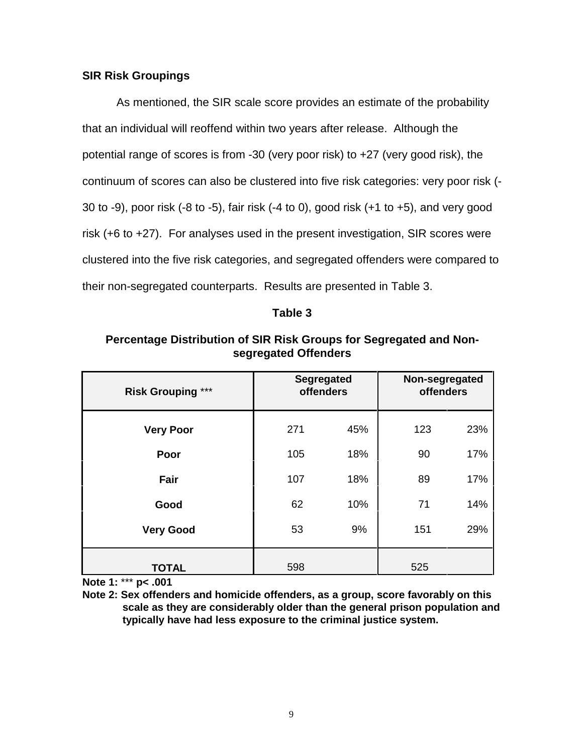### SIR Risk Groupings

As mentioned, the SIR scale score provides an estimate of the probability that an individual will reoffend within two years after release. Although the potential range of scores is from -30 (very poor risk) to +27 (very good risk), the continuum of scores can also be clustered into five risk categories: very poor risk (-30 to -9), poor risk (-8 to -5), fair risk (-4 to 0), good risk (+1 to +5), and very good risk (+6 to +27). For analyses used in the present investigation, SIR scores were clustered into the five risk categories, and segregated offenders were compared to their non-segregated counterparts. Results are presented in Table 3.

**Table 3**

**Percentage Distribution of SIR Risk Groups for Segregated and Non-segregated Offenders**

| Risk Grouping *** | Segregated offenders | | Non-segregated offenders | |
|---|---|---|---|---|
| **Very Poor** | 271 | 45% | 123 | 23% |
| **Poor** | 105 | 18% | 90 | 17% |
| **Fair** | 107 | 18% | 89 | 17% |
| **Good** | 62 | 10% | 71 | 14% |
| **Very Good** | 53 | 9% | 151 | 29% |
| **TOTAL** | 598 | | 525 | |

**Note 1:** *** **$p < .001$**

**Note 2: Sex offenders and homicide offenders, as a group, score favorably on this scale as they are considerably older than the general prison population and typically have had less exposure to the criminal justice system.**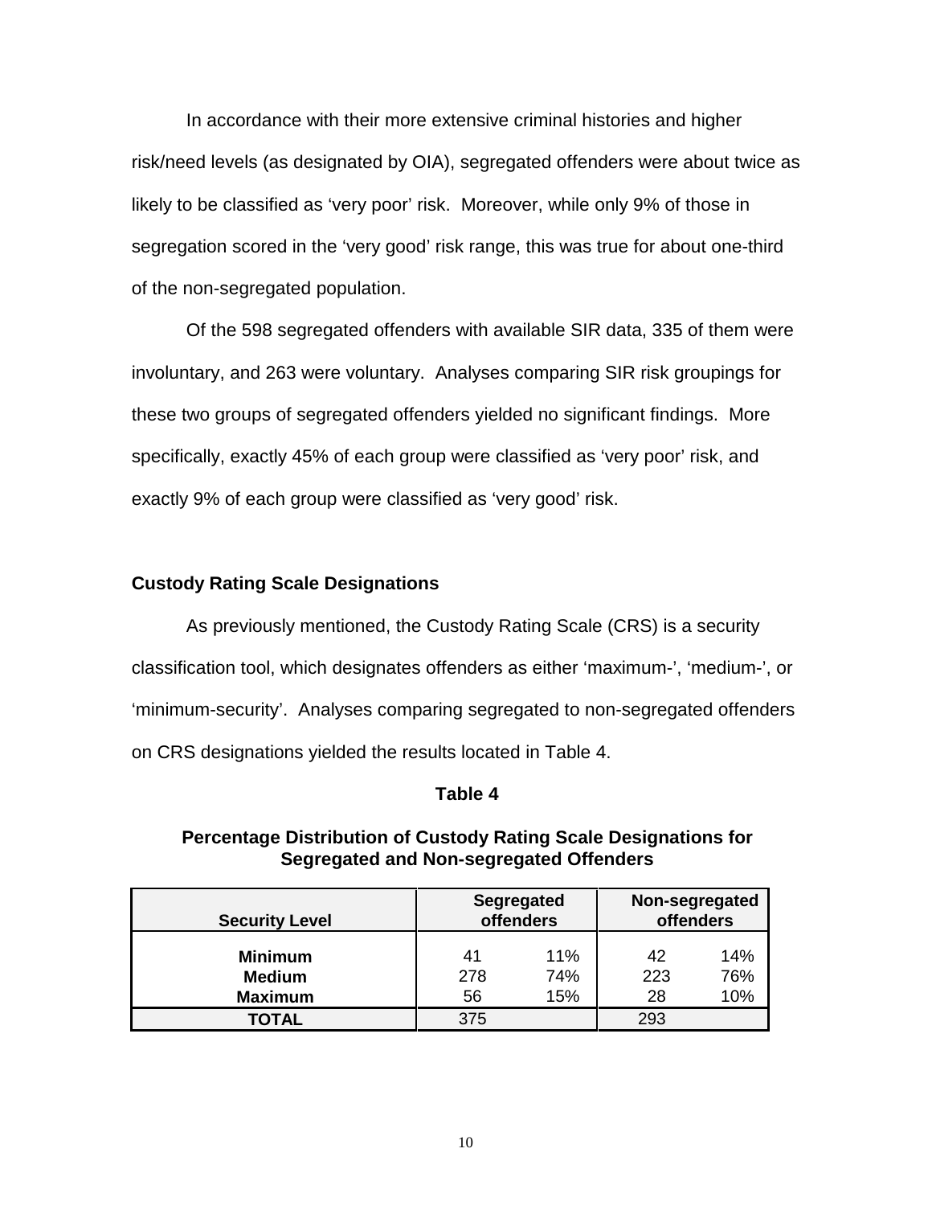In accordance with their more extensive criminal histories and higher risk/need levels (as designated by OIA), segregated offenders were about twice as likely to be classified as 'very poor' risk. Moreover, while only 9% of those in segregation scored in the 'very good' risk range, this was true for about one-third of the non-segregated population.

Of the 598 segregated offenders with available SIR data, 335 of them were involuntary, and 263 were voluntary. Analyses comparing SIR risk groupings for these two groups of segregated offenders yielded no significant findings. More specifically, exactly 45% of each group were classified as 'very poor' risk, and exactly 9% of each group were classified as 'very good' risk.

### Custody Rating Scale Designations

As previously mentioned, the Custody Rating Scale (CRS) is a security classification tool, which designates offenders as either 'maximum-', 'medium-', or 'minimum-security'. Analyses comparing segregated to non-segregated offenders on CRS designations yielded the results located in Table 4.

**Table 4**

**Percentage Distribution of Custody Rating Scale Designations for Segregated and Non-segregated Offenders**

| Security Level | Segregated offenders | | Non-segregated offenders | |
|---|---|---|---|---|
| **Minimum** | 41 | 11% | 42 | 14% |
| **Medium** | 278 | 74% | 223 | 76% |
| **Maximum** | 56 | 15% | 28 | 10% |
| **TOTAL** | 375 | | 293 | |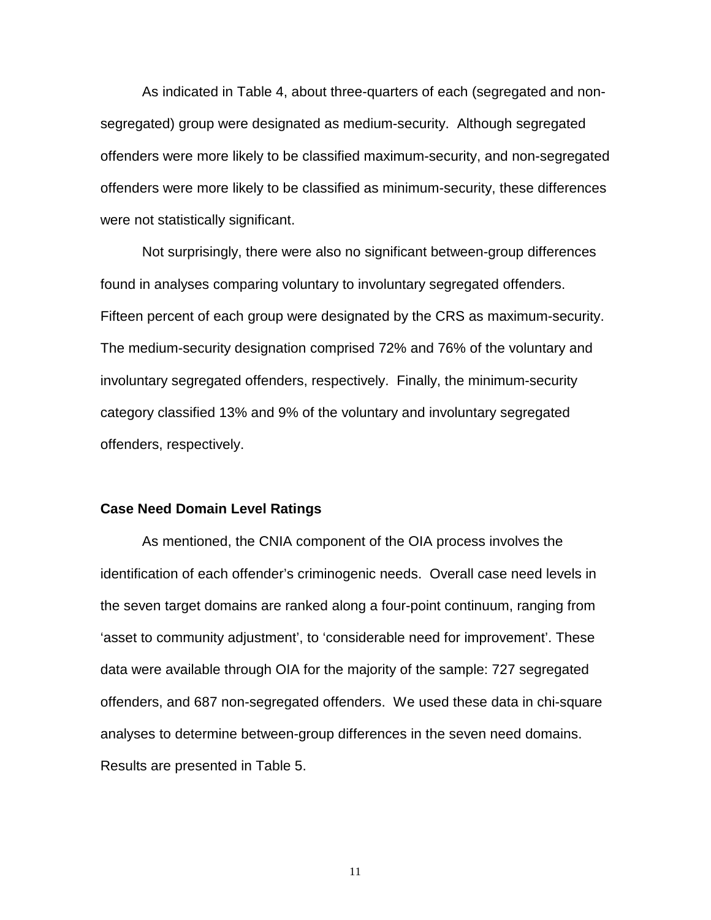As indicated in Table 4, about three-quarters of each (segregated and non-segregated) group were designated as medium-security. Although segregated offenders were more likely to be classified maximum-security, and non-segregated offenders were more likely to be classified as minimum-security, these differences were not statistically significant.

Not surprisingly, there were also no significant between-group differences found in analyses comparing voluntary to involuntary segregated offenders. Fifteen percent of each group were designated by the CRS as maximum-security. The medium-security designation comprised 72% and 76% of the voluntary and involuntary segregated offenders, respectively. Finally, the minimum-security category classified 13% and 9% of the voluntary and involuntary segregated offenders, respectively.

### Case Need Domain Level Ratings

As mentioned, the CNIA component of the OIA process involves the identification of each offender's criminogenic needs. Overall case need levels in the seven target domains are ranked along a four-point continuum, ranging from 'asset to community adjustment', to 'considerable need for improvement'. These data were available through OIA for the majority of the sample: 727 segregated offenders, and 687 non-segregated offenders. We used these data in chi-square analyses to determine between-group differences in the seven need domains. Results are presented in Table 5.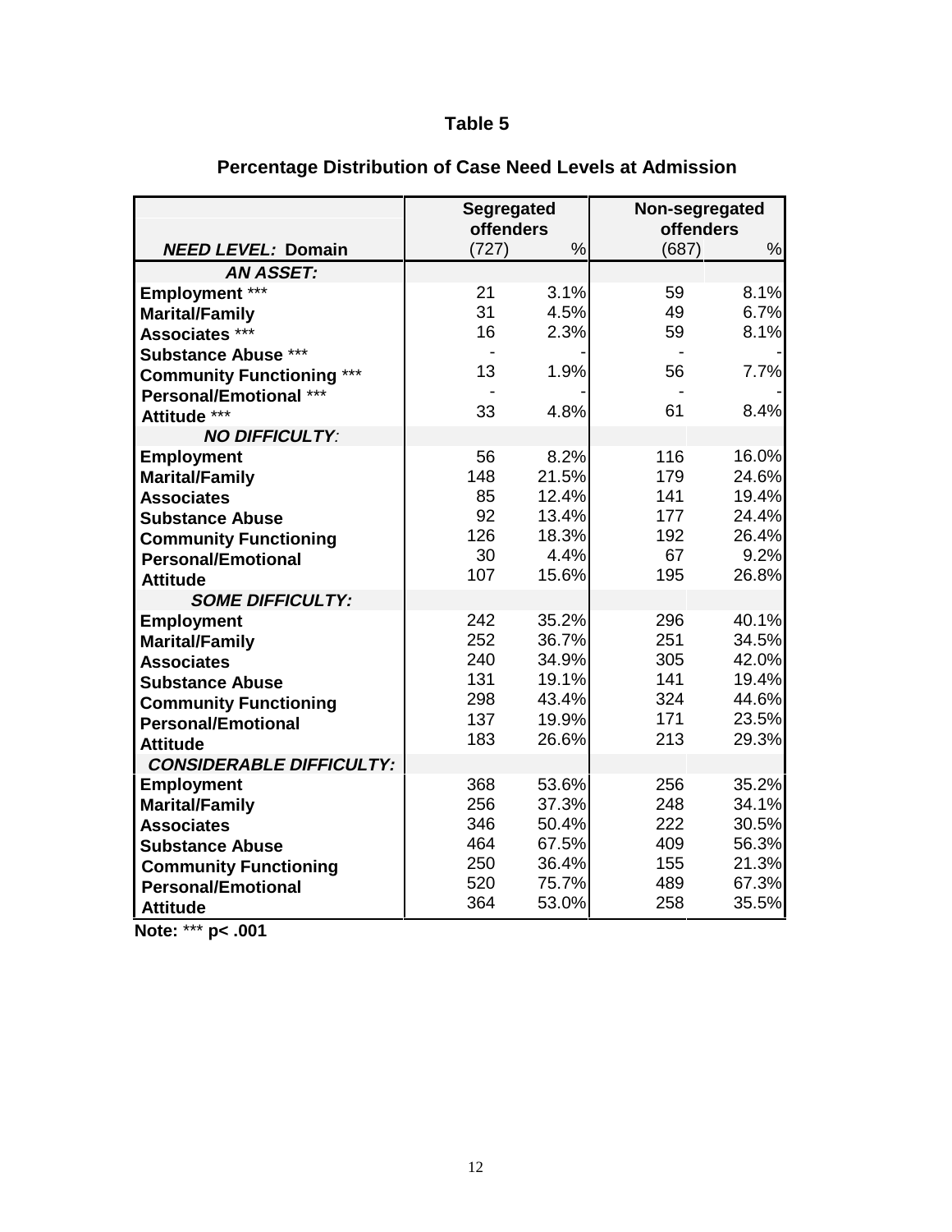# Table 5

## Percentage Distribution of Case Need Levels at Admission

| *NEED LEVEL:* Domain | Segregated offenders (727) | % | Non-segregated offenders (687) | % |
|---|---|---|---|---|
| ***AN ASSET:*** | | | | |
| **Employment** *** | 21 | 3.1% | 59 | 8.1% |
| **Marital/Family** | 31 | 4.5% | 49 | 6.7% |
| **Associates** *** | 16 | 2.3% | 59 | 8.1% |
| **Substance Abuse** *** | - | - | - | - |
| **Community Functioning** *** | 13 | 1.9% | 56 | 7.7% |
| **Personal/Emotional** *** | - | - | - | - |
| **Attitude** *** | 33 | 4.8% | 61 | 8.4% |
| ***NO DIFFICULTY:*** | | | | |
| **Employment** | 56 | 8.2% | 116 | 16.0% |
| **Marital/Family** | 148 | 21.5% | 179 | 24.6% |
| **Associates** | 85 | 12.4% | 141 | 19.4% |
| **Substance Abuse** | 92 | 13.4% | 177 | 24.4% |
| **Community Functioning** | 126 | 18.3% | 192 | 26.4% |
| **Personal/Emotional** | 30 | 4.4% | 67 | 9.2% |
| **Attitude** | 107 | 15.6% | 195 | 26.8% |
| ***SOME DIFFICULTY:*** | | | | |
| **Employment** | 242 | 35.2% | 296 | 40.1% |
| **Marital/Family** | 252 | 36.7% | 251 | 34.5% |
| **Associates** | 240 | 34.9% | 305 | 42.0% |
| **Substance Abuse** | 131 | 19.1% | 141 | 19.4% |
| **Community Functioning** | 298 | 43.4% | 324 | 44.6% |
| **Personal/Emotional** | 137 | 19.9% | 171 | 23.5% |
| **Attitude** | 183 | 26.6% | 213 | 29.3% |
| ***CONSIDERABLE DIFFICULTY:*** | | | | |
| **Employment** | 368 | 53.6% | 256 | 35.2% |
| **Marital/Family** | 256 | 37.3% | 248 | 34.1% |
| **Associates** | 346 | 50.4% | 222 | 30.5% |
| **Substance Abuse** | 464 | 67.5% | 409 | 56.3% |
| **Community Functioning** | 250 | 36.4% | 155 | 21.3% |
| **Personal/Emotional** | 520 | 75.7% | 489 | 67.3% |
| **Attitude** | 364 | 53.0% | 258 | 35.5% |

**Note:** *** $p < .001$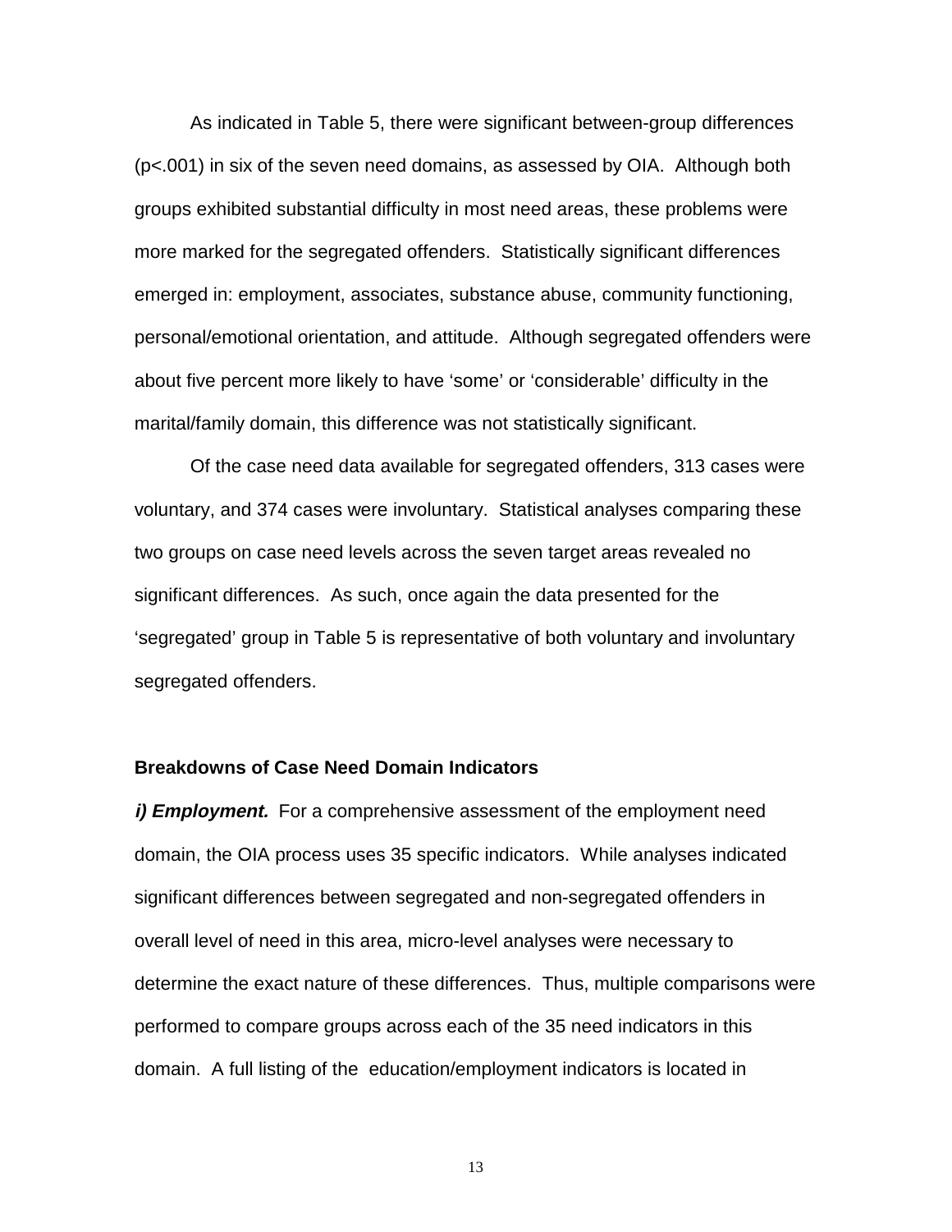As indicated in Table 5, there were significant between-group differences ($p<.001$) in six of the seven need domains, as assessed by OIA. Although both groups exhibited substantial difficulty in most need areas, these problems were more marked for the segregated offenders. Statistically significant differences emerged in: employment, associates, substance abuse, community functioning, personal/emotional orientation, and attitude. Although segregated offenders were about five percent more likely to have 'some' or 'considerable' difficulty in the marital/family domain, this difference was not statistically significant.

Of the case need data available for segregated offenders, 313 cases were voluntary, and 374 cases were involuntary. Statistical analyses comparing these two groups on case need levels across the seven target areas revealed no significant differences. As such, once again the data presented for the 'segregated' group in Table 5 is representative of both voluntary and involuntary segregated offenders.

**Breakdowns of Case Need Domain Indicators**

***i) Employment.*** For a comprehensive assessment of the employment need domain, the OIA process uses 35 specific indicators. While analyses indicated significant differences between segregated and non-segregated offenders in overall level of need in this area, micro-level analyses were necessary to determine the exact nature of these differences. Thus, multiple comparisons were performed to compare groups across each of the 35 need indicators in this domain. A full listing of the education/employment indicators is located in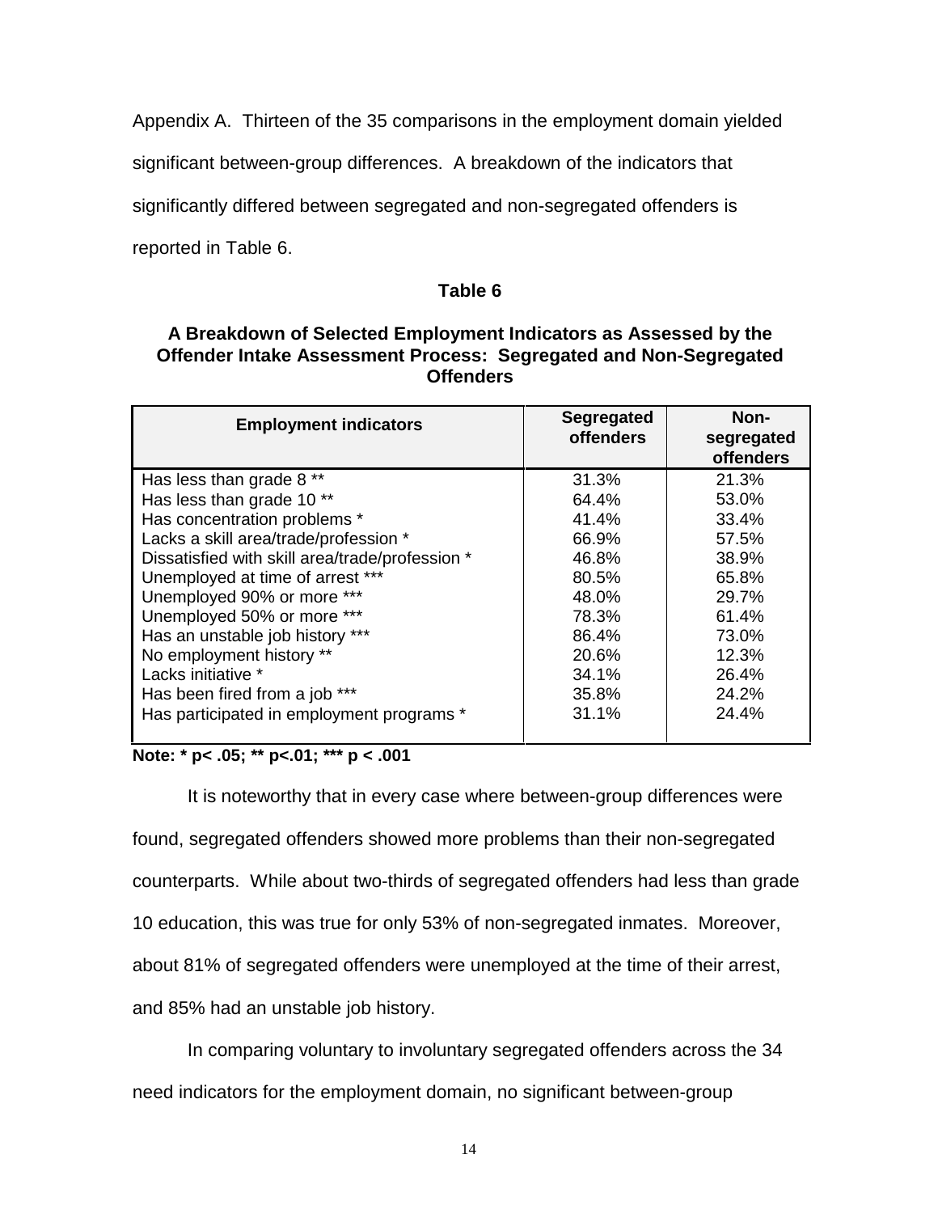Appendix A. Thirteen of the 35 comparisons in the employment domain yielded significant between-group differences. A breakdown of the indicators that significantly differed between segregated and non-segregated offenders is reported in Table 6.

**Table 6**

**A Breakdown of Selected Employment Indicators as Assessed by the Offender Intake Assessment Process: Segregated and Non-Segregated Offenders**

| Employment indicators | Segregated offenders | Non-segregated offenders |
|---|---|---|
| Has less than grade 8 ** | 31.3% | 21.3% |
| Has less than grade 10 ** | 64.4% | 53.0% |
| Has concentration problems * | 41.4% | 33.4% |
| Lacks a skill area/trade/profession * | 66.9% | 57.5% |
| Dissatisfied with skill area/trade/profession * | 46.8% | 38.9% |
| Unemployed at time of arrest *** | 80.5% | 65.8% |
| Unemployed 90% or more *** | 48.0% | 29.7% |
| Unemployed 50% or more *** | 78.3% | 61.4% |
| Has an unstable job history *** | 86.4% | 73.0% |
| No employment history ** | 20.6% | 12.3% |
| Lacks initiative * | 34.1% | 26.4% |
| Has been fired from a job *** | 35.8% | 24.2% |
| Has participated in employment programs * | 31.1% | 24.4% |

**Note: * $p < .05$; ** $p < .01$; *** $p < .001$**

It is noteworthy that in every case where between-group differences were found, segregated offenders showed more problems than their non-segregated counterparts. While about two-thirds of segregated offenders had less than grade 10 education, this was true for only 53% of non-segregated inmates. Moreover, about 81% of segregated offenders were unemployed at the time of their arrest, and 85% had an unstable job history.

In comparing voluntary to involuntary segregated offenders across the 34 need indicators for the employment domain, no significant between-group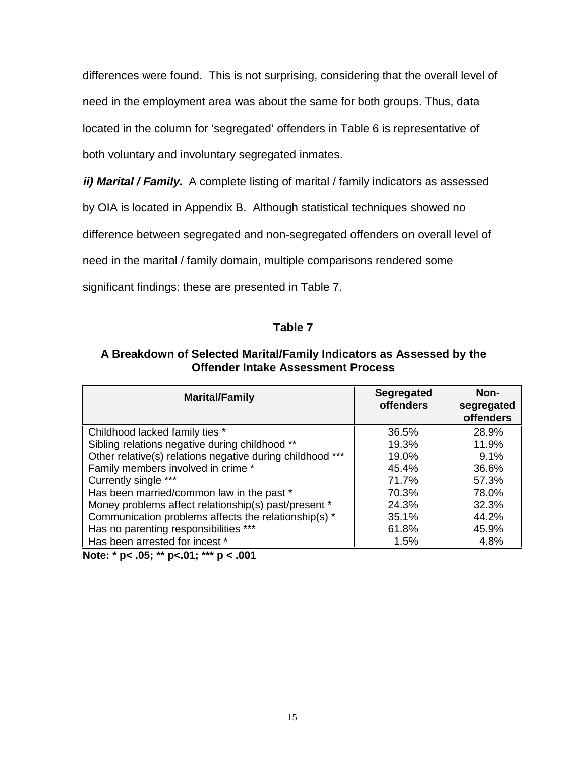differences were found. This is not surprising, considering that the overall level of need in the employment area was about the same for both groups. Thus, data located in the column for 'segregated' offenders in Table 6 is representative of both voluntary and involuntary segregated inmates.

***ii) Marital / Family.*** A complete listing of marital / family indicators as assessed by OIA is located in Appendix B. Although statistical techniques showed no difference between segregated and non-segregated offenders on overall level of need in the marital / family domain, multiple comparisons rendered some significant findings: these are presented in Table 7.

**Table 7**

**A Breakdown of Selected Marital/Family Indicators as Assessed by the Offender Intake Assessment Process**

| Marital/Family | Segregated offenders | Non-segregated offenders |
|---|---|---|
| Childhood lacked family ties * | 36.5% | 28.9% |
| Sibling relations negative during childhood ** | 19.3% | 11.9% |
| Other relative(s) relations negative during childhood *** | 19.0% | 9.1% |
| Family members involved in crime * | 45.4% | 36.6% |
| Currently single *** | 71.7% | 57.3% |
| Has been married/common law in the past * | 70.3% | 78.0% |
| Money problems affect relationship(s) past/present * | 24.3% | 32.3% |
| Communication problems affects the relationship(s) * | 35.1% | 44.2% |
| Has no parenting responsibilities *** | 61.8% | 45.9% |
| Has been arrested for incest * | 1.5% | 4.8% |

**Note: * $p < .05$; ** $p < .01$; *** $p < .001$**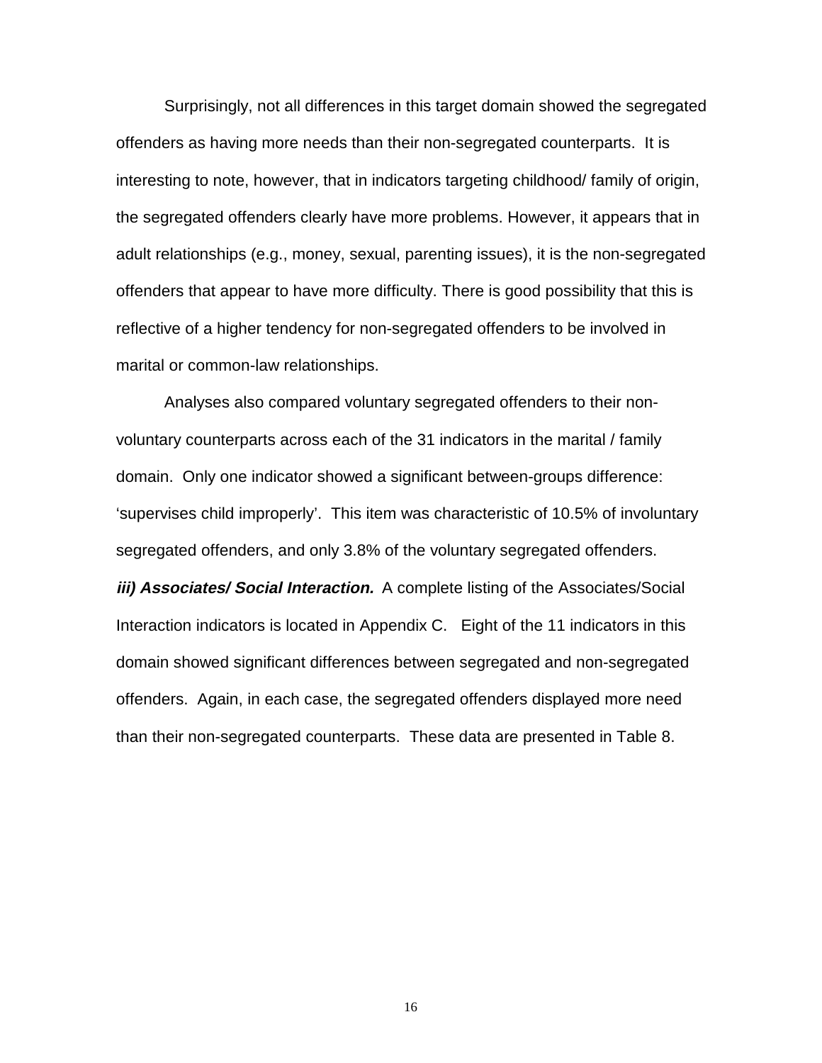Surprisingly, not all differences in this target domain showed the segregated offenders as having more needs than their non-segregated counterparts. It is interesting to note, however, that in indicators targeting childhood/ family of origin, the segregated offenders clearly have more problems. However, it appears that in adult relationships (e.g., money, sexual, parenting issues), it is the non-segregated offenders that appear to have more difficulty. There is good possibility that this is reflective of a higher tendency for non-segregated offenders to be involved in marital or common-law relationships.

Analyses also compared voluntary segregated offenders to their non-voluntary counterparts across each of the 31 indicators in the marital / family domain. Only one indicator showed a significant between-groups difference: 'supervises child improperly'. This item was characteristic of 10.5% of involuntary segregated offenders, and only 3.8% of the voluntary segregated offenders.

***iii) Associates/ Social Interaction.*** A complete listing of the Associates/Social Interaction indicators is located in Appendix C. Eight of the 11 indicators in this domain showed significant differences between segregated and non-segregated offenders. Again, in each case, the segregated offenders displayed more need than their non-segregated counterparts. These data are presented in Table 8.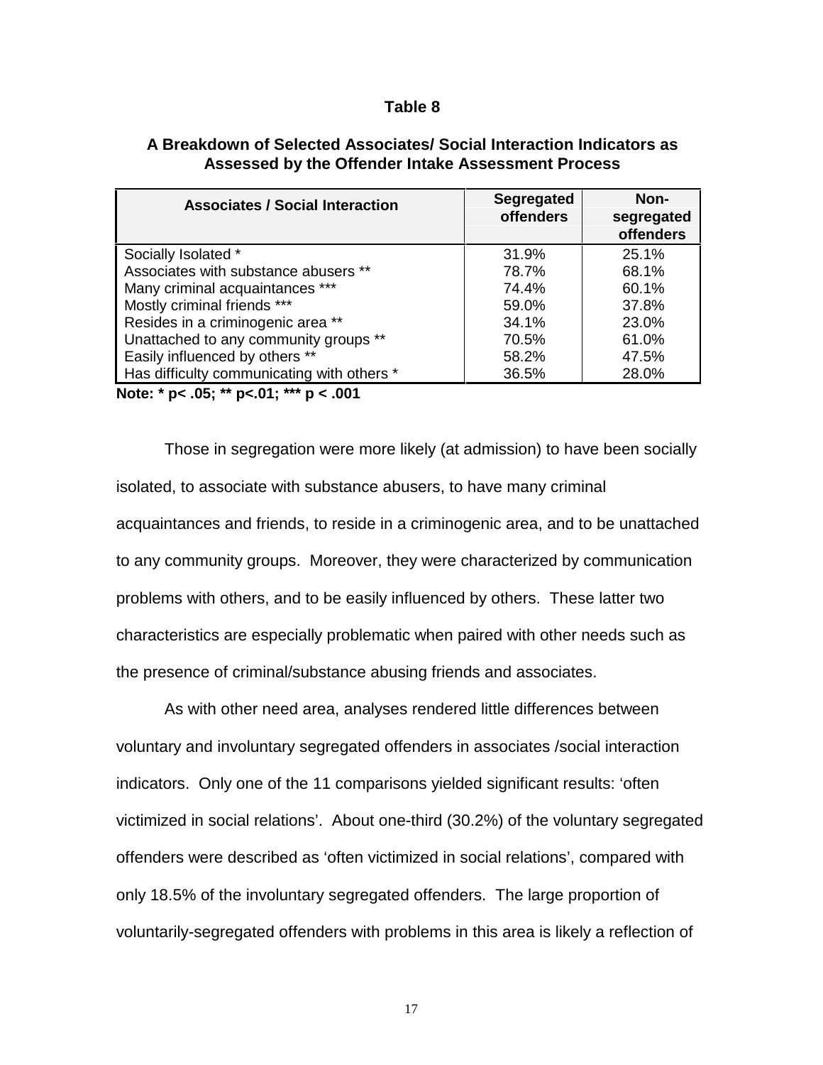**Table 8**

**A Breakdown of Selected Associates/ Social Interaction Indicators as Assessed by the Offender Intake Assessment Process**

| Associates / Social Interaction | Segregated offenders | Non-segregated offenders |
|---|---|---|
| Socially Isolated * | 31.9% | 25.1% |
| Associates with substance abusers ** | 78.7% | 68.1% |
| Many criminal acquaintances *** | 74.4% | 60.1% |
| Mostly criminal friends *** | 59.0% | 37.8% |
| Resides in a criminogenic area ** | 34.1% | 23.0% |
| Unattached to any community groups ** | 70.5% | 61.0% |
| Easily influenced by others ** | 58.2% | 47.5% |
| Has difficulty communicating with others * | 36.5% | 28.0% |

**Note: * $p < .05$; ** $p < .01$; *** $p < .001$**

Those in segregation were more likely (at admission) to have been socially isolated, to associate with substance abusers, to have many criminal acquaintances and friends, to reside in a criminogenic area, and to be unattached to any community groups. Moreover, they were characterized by communication problems with others, and to be easily influenced by others. These latter two characteristics are especially problematic when paired with other needs such as the presence of criminal/substance abusing friends and associates.

As with other need area, analyses rendered little differences between voluntary and involuntary segregated offenders in associates /social interaction indicators. Only one of the 11 comparisons yielded significant results: 'often victimized in social relations'. About one-third (30.2%) of the voluntary segregated offenders were described as 'often victimized in social relations', compared with only 18.5% of the involuntary segregated offenders. The large proportion of voluntarily-segregated offenders with problems in this area is likely a reflection of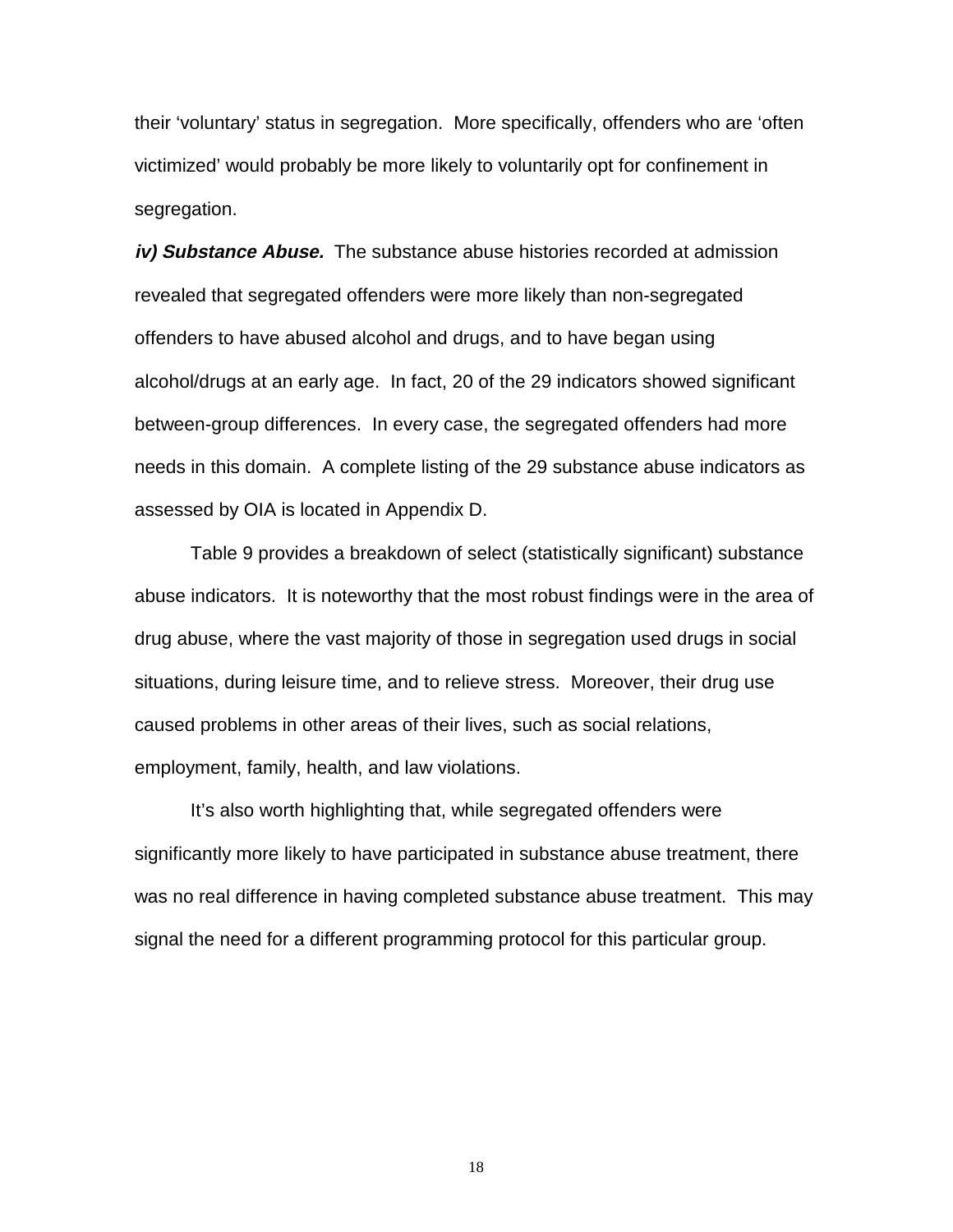their 'voluntary' status in segregation. More specifically, offenders who are 'often victimized' would probably be more likely to voluntarily opt for confinement in segregation.

***iv) Substance Abuse.*** The substance abuse histories recorded at admission revealed that segregated offenders were more likely than non-segregated offenders to have abused alcohol and drugs, and to have began using alcohol/drugs at an early age. In fact, 20 of the 29 indicators showed significant between-group differences. In every case, the segregated offenders had more needs in this domain. A complete listing of the 29 substance abuse indicators as assessed by OIA is located in Appendix D.

Table 9 provides a breakdown of select (statistically significant) substance abuse indicators. It is noteworthy that the most robust findings were in the area of drug abuse, where the vast majority of those in segregation used drugs in social situations, during leisure time, and to relieve stress. Moreover, their drug use caused problems in other areas of their lives, such as social relations, employment, family, health, and law violations.

It's also worth highlighting that, while segregated offenders were significantly more likely to have participated in substance abuse treatment, there was no real difference in having completed substance abuse treatment. This may signal the need for a different programming protocol for this particular group.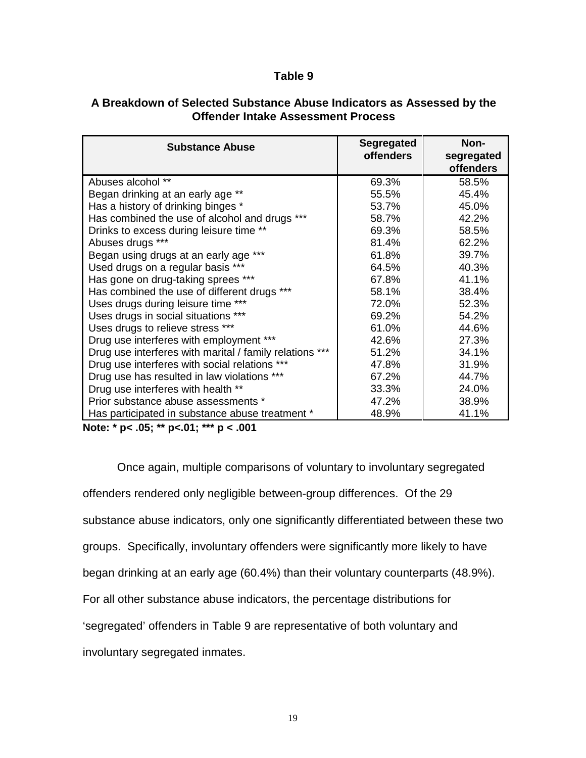**Table 9**

**A Breakdown of Selected Substance Abuse Indicators as Assessed by the Offender Intake Assessment Process**

| Substance Abuse | Segregated offenders | Non-segregated offenders |
|---|---|---|
| Abuses alcohol ** | 69.3% | 58.5% |
| Began drinking at an early age ** | 55.5% | 45.4% |
| Has a history of drinking binges * | 53.7% | 45.0% |
| Has combined the use of alcohol and drugs *** | 58.7% | 42.2% |
| Drinks to excess during leisure time ** | 69.3% | 58.5% |
| Abuses drugs *** | 81.4% | 62.2% |
| Began using drugs at an early age *** | 61.8% | 39.7% |
| Used drugs on a regular basis *** | 64.5% | 40.3% |
| Has gone on drug-taking sprees *** | 67.8% | 41.1% |
| Has combined the use of different drugs *** | 58.1% | 38.4% |
| Uses drugs during leisure time *** | 72.0% | 52.3% |
| Uses drugs in social situations *** | 69.2% | 54.2% |
| Uses drugs to relieve stress *** | 61.0% | 44.6% |
| Drug use interferes with employment *** | 42.6% | 27.3% |
| Drug use interferes with marital / family relations *** | 51.2% | 34.1% |
| Drug use interferes with social relations *** | 47.8% | 31.9% |
| Drug use has resulted in law violations *** | 67.2% | 44.7% |
| Drug use interferes with health ** | 33.3% | 24.0% |
| Prior substance abuse assessments * | 47.2% | 38.9% |
| Has participated in substance abuse treatment * | 48.9% | 41.1% |

**Note: * $p < .05$; ** $p < .01$; *** $p < .001$**

Once again, multiple comparisons of voluntary to involuntary segregated offenders rendered only negligible between-group differences. Of the 29 substance abuse indicators, only one significantly differentiated between these two groups. Specifically, involuntary offenders were significantly more likely to have began drinking at an early age (60.4%) than their voluntary counterparts (48.9%). For all other substance abuse indicators, the percentage distributions for 'segregated' offenders in Table 9 are representative of both voluntary and involuntary segregated inmates.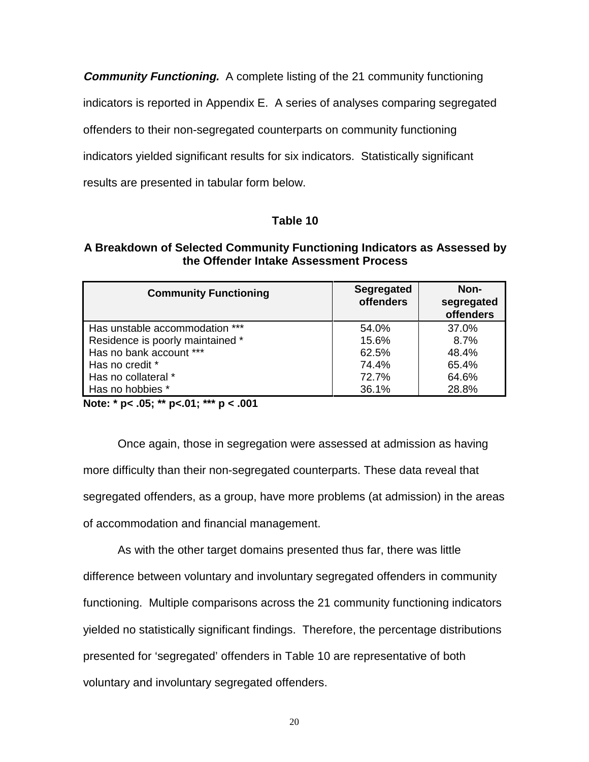***Community Functioning.*** A complete listing of the 21 community functioning indicators is reported in Appendix E. A series of analyses comparing segregated offenders to their non-segregated counterparts on community functioning indicators yielded significant results for six indicators. Statistically significant results are presented in tabular form below.

**Table 10**

**A Breakdown of Selected Community Functioning Indicators as Assessed by the Offender Intake Assessment Process**

| Community Functioning | Segregated offenders | Non-segregated offenders |
|---|---|---|
| Has unstable accommodation *** | 54.0% | 37.0% |
| Residence is poorly maintained * | 15.6% | 8.7% |
| Has no bank account *** | 62.5% | 48.4% |
| Has no credit * | 74.4% | 65.4% |
| Has no collateral * | 72.7% | 64.6% |
| Has no hobbies * | 36.1% | 28.8% |

**Note: * p< .05; ** p<.01; *** p < .001**

Once again, those in segregation were assessed at admission as having more difficulty than their non-segregated counterparts. These data reveal that segregated offenders, as a group, have more problems (at admission) in the areas of accommodation and financial management.

As with the other target domains presented thus far, there was little difference between voluntary and involuntary segregated offenders in community functioning. Multiple comparisons across the 21 community functioning indicators yielded no statistically significant findings. Therefore, the percentage distributions presented for 'segregated' offenders in Table 10 are representative of both voluntary and involuntary segregated offenders.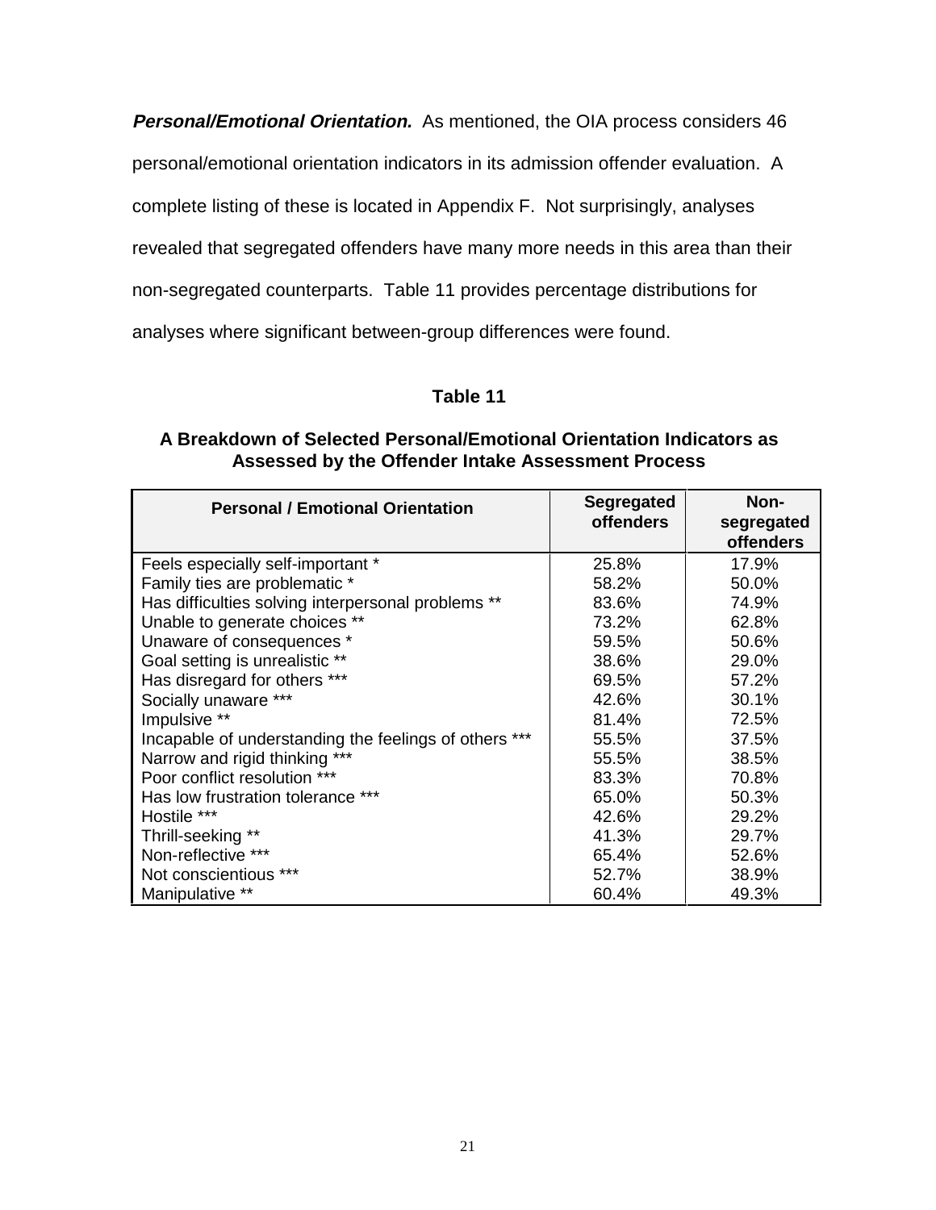***Personal/Emotional Orientation.*** As mentioned, the OIA process considers 46 personal/emotional orientation indicators in its admission offender evaluation. A complete listing of these is located in Appendix F. Not surprisingly, analyses revealed that segregated offenders have many more needs in this area than their non-segregated counterparts. Table 11 provides percentage distributions for analyses where significant between-group differences were found.

**Table 11**

**A Breakdown of Selected Personal/Emotional Orientation Indicators as Assessed by the Offender Intake Assessment Process**

| Personal / Emotional Orientation | Segregated offenders | Non-segregated offenders |
|---|---|---|
| Feels especially self-important * | 25.8% | 17.9% |
| Family ties are problematic * | 58.2% | 50.0% |
| Has difficulties solving interpersonal problems ** | 83.6% | 74.9% |
| Unable to generate choices ** | 73.2% | 62.8% |
| Unaware of consequences * | 59.5% | 50.6% |
| Goal setting is unrealistic ** | 38.6% | 29.0% |
| Has disregard for others *** | 69.5% | 57.2% |
| Socially unaware *** | 42.6% | 30.1% |
| Impulsive ** | 81.4% | 72.5% |
| Incapable of understanding the feelings of others *** | 55.5% | 37.5% |
| Narrow and rigid thinking *** | 55.5% | 38.5% |
| Poor conflict resolution *** | 83.3% | 70.8% |
| Has low frustration tolerance *** | 65.0% | 50.3% |
| Hostile *** | 42.6% | 29.2% |
| Thrill-seeking ** | 41.3% | 29.7% |
| Non-reflective *** | 65.4% | 52.6% |
| Not conscientious *** | 52.7% | 38.9% |
| Manipulative ** | 60.4% | 49.3% |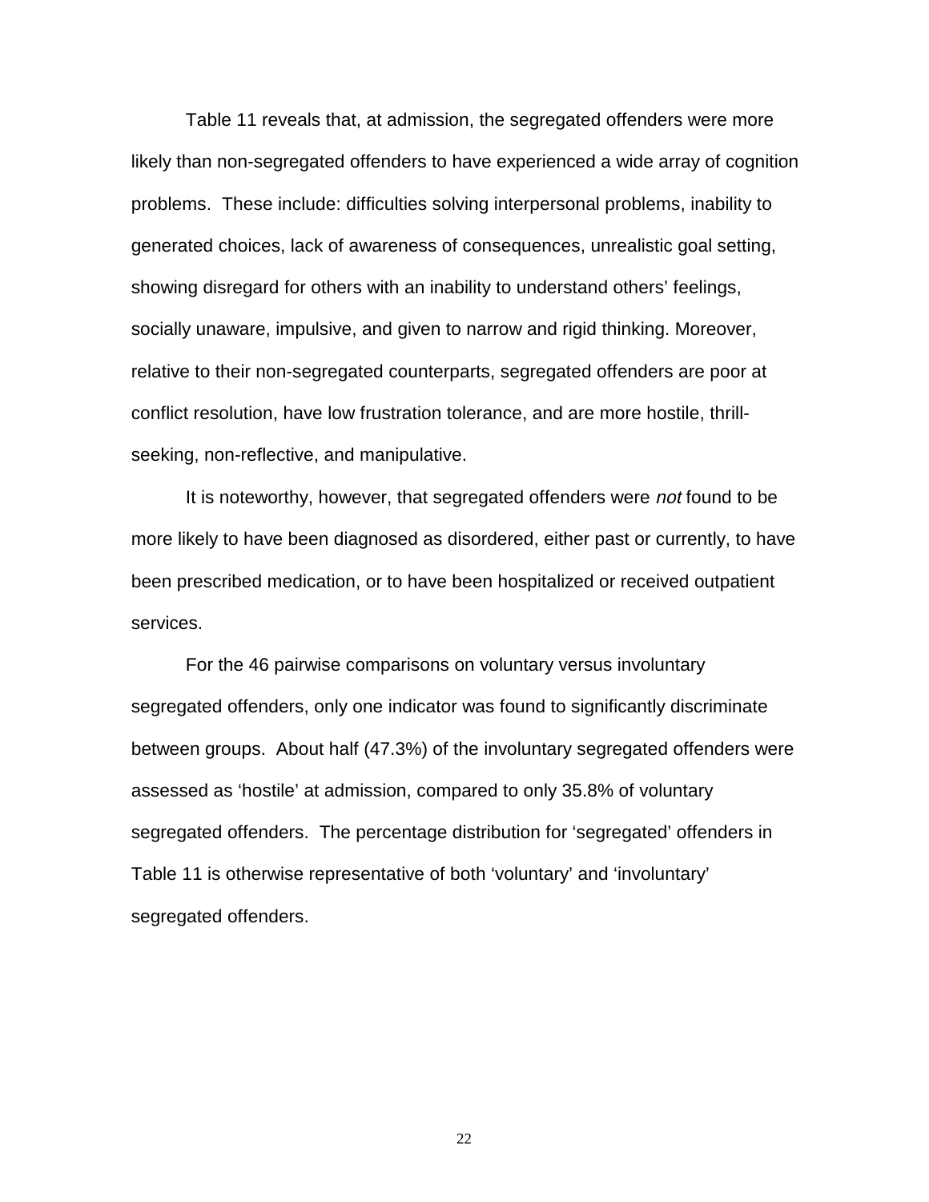Table 11 reveals that, at admission, the segregated offenders were more likely than non-segregated offenders to have experienced a wide array of cognition problems. These include: difficulties solving interpersonal problems, inability to generated choices, lack of awareness of consequences, unrealistic goal setting, showing disregard for others with an inability to understand others' feelings, socially unaware, impulsive, and given to narrow and rigid thinking. Moreover, relative to their non-segregated counterparts, segregated offenders are poor at conflict resolution, have low frustration tolerance, and are more hostile, thrill-seeking, non-reflective, and manipulative.

It is noteworthy, however, that segregated offenders were *not* found to be more likely to have been diagnosed as disordered, either past or currently, to have been prescribed medication, or to have been hospitalized or received outpatient services.

For the 46 pairwise comparisons on voluntary versus involuntary segregated offenders, only one indicator was found to significantly discriminate between groups. About half (47.3%) of the involuntary segregated offenders were assessed as 'hostile' at admission, compared to only 35.8% of voluntary segregated offenders. The percentage distribution for 'segregated' offenders in Table 11 is otherwise representative of both 'voluntary' and 'involuntary' segregated offenders.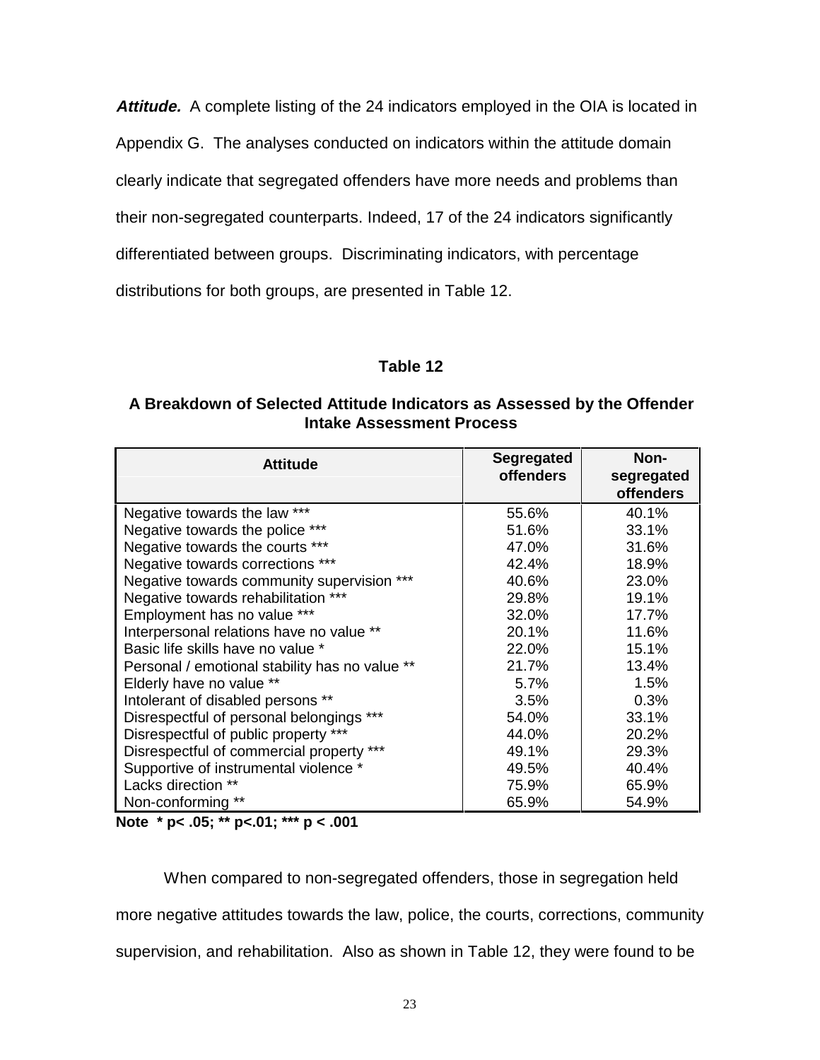***Attitude.*** A complete listing of the 24 indicators employed in the OIA is located in Appendix G. The analyses conducted on indicators within the attitude domain clearly indicate that segregated offenders have more needs and problems than their non-segregated counterparts. Indeed, 17 of the 24 indicators significantly differentiated between groups. Discriminating indicators, with percentage distributions for both groups, are presented in Table 12.

**Table 12**

**A Breakdown of Selected Attitude Indicators as Assessed by the Offender Intake Assessment Process**

| Attitude | Segregated offenders | Non-segregated offenders |
|---|---|---|
| Negative towards the law *** | 55.6% | 40.1% |
| Negative towards the police *** | 51.6% | 33.1% |
| Negative towards the courts *** | 47.0% | 31.6% |
| Negative towards corrections *** | 42.4% | 18.9% |
| Negative towards community supervision *** | 40.6% | 23.0% |
| Negative towards rehabilitation *** | 29.8% | 19.1% |
| Employment has no value *** | 32.0% | 17.7% |
| Interpersonal relations have no value ** | 20.1% | 11.6% |
| Basic life skills have no value * | 22.0% | 15.1% |
| Personal / emotional stability has no value ** | 21.7% | 13.4% |
| Elderly have no value ** | 5.7% | 1.5% |
| Intolerant of disabled persons ** | 3.5% | 0.3% |
| Disrespectful of personal belongings *** | 54.0% | 33.1% |
| Disrespectful of public property *** | 44.0% | 20.2% |
| Disrespectful of commercial property *** | 49.1% | 29.3% |
| Supportive of instrumental violence * | 49.5% | 40.4% |
| Lacks direction ** | 75.9% | 65.9% |
| Non-conforming ** | 65.9% | 54.9% |

**Note * $p < .05$; ** $p < .01$; *** $p < .001$**

When compared to non-segregated offenders, those in segregation held more negative attitudes towards the law, police, the courts, corrections, community supervision, and rehabilitation. Also as shown in Table 12, they were found to be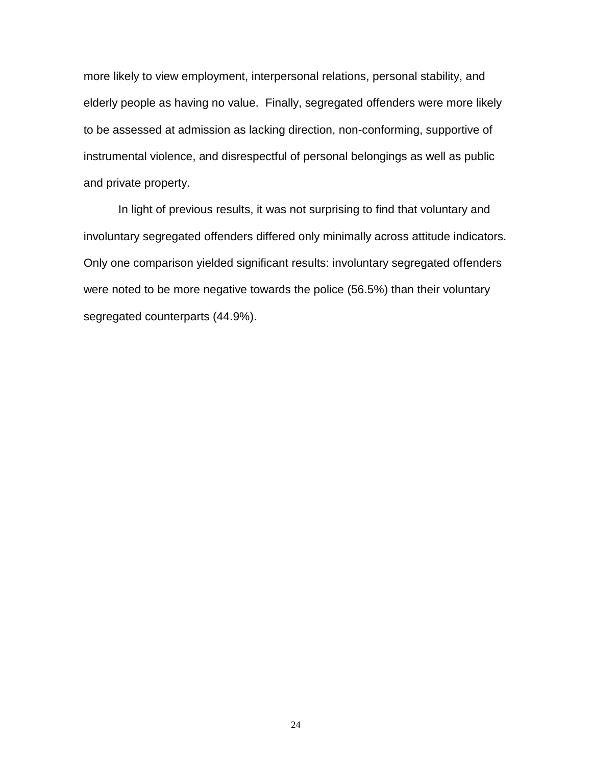more likely to view employment, interpersonal relations, personal stability, and elderly people as having no value.  Finally, segregated offenders were more likely to be assessed at admission as lacking direction, non-conforming, supportive of instrumental violence, and disrespectful of personal belongings as well as public and private property.

In light of previous results, it was not surprising to find that voluntary and involuntary segregated offenders differed only minimally across attitude indicators. Only one comparison yielded significant results: involuntary segregated offenders were noted to be more negative towards the police (56.5%) than their voluntary segregated counterparts (44.9%).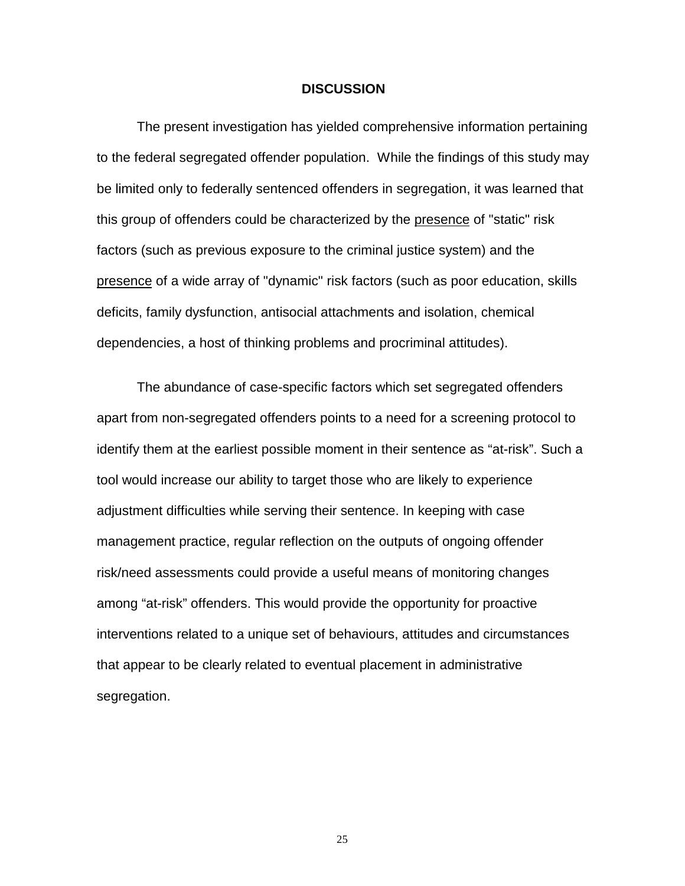# DISCUSSION

The present investigation has yielded comprehensive information pertaining to the federal segregated offender population. While the findings of this study may be limited only to federally sentenced offenders in segregation, it was learned that this group of offenders could be characterized by the <u>presence</u> of "static" risk factors (such as previous exposure to the criminal justice system) and the <u>presence</u> of a wide array of "dynamic" risk factors (such as poor education, skills deficits, family dysfunction, antisocial attachments and isolation, chemical dependencies, a host of thinking problems and procriminal attitudes).

The abundance of case-specific factors which set segregated offenders apart from non-segregated offenders points to a need for a screening protocol to identify them at the earliest possible moment in their sentence as "at-risk". Such a tool would increase our ability to target those who are likely to experience adjustment difficulties while serving their sentence. In keeping with case management practice, regular reflection on the outputs of ongoing offender risk/need assessments could provide a useful means of monitoring changes among "at-risk" offenders. This would provide the opportunity for proactive interventions related to a unique set of behaviours, attitudes and circumstances that appear to be clearly related to eventual placement in administrative segregation.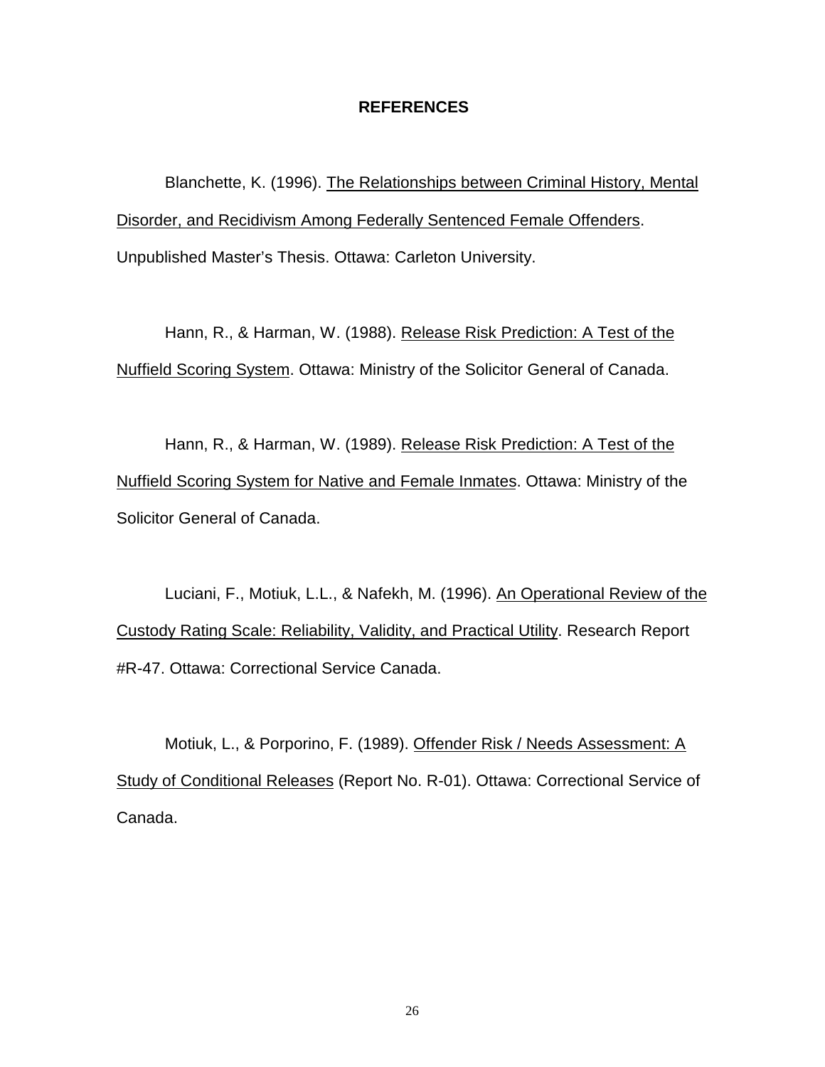# REFERENCES

Blanchette, K. (1996). The Relationships between Criminal History, Mental Disorder, and Recidivism Among Federally Sentenced Female Offenders. Unpublished Master's Thesis. Ottawa: Carleton University.

Hann, R., & Harman, W. (1988). Release Risk Prediction: A Test of the Nuffield Scoring System. Ottawa: Ministry of the Solicitor General of Canada.

Hann, R., & Harman, W. (1989). Release Risk Prediction: A Test of the Nuffield Scoring System for Native and Female Inmates. Ottawa: Ministry of the Solicitor General of Canada.

Luciani, F., Motiuk, L.L., & Nafekh, M. (1996). An Operational Review of the Custody Rating Scale: Reliability, Validity, and Practical Utility. Research Report #R-47. Ottawa: Correctional Service Canada.

Motiuk, L., & Porporino, F. (1989). Offender Risk / Needs Assessment: A Study of Conditional Releases (Report No. R-01). Ottawa: Correctional Service of Canada.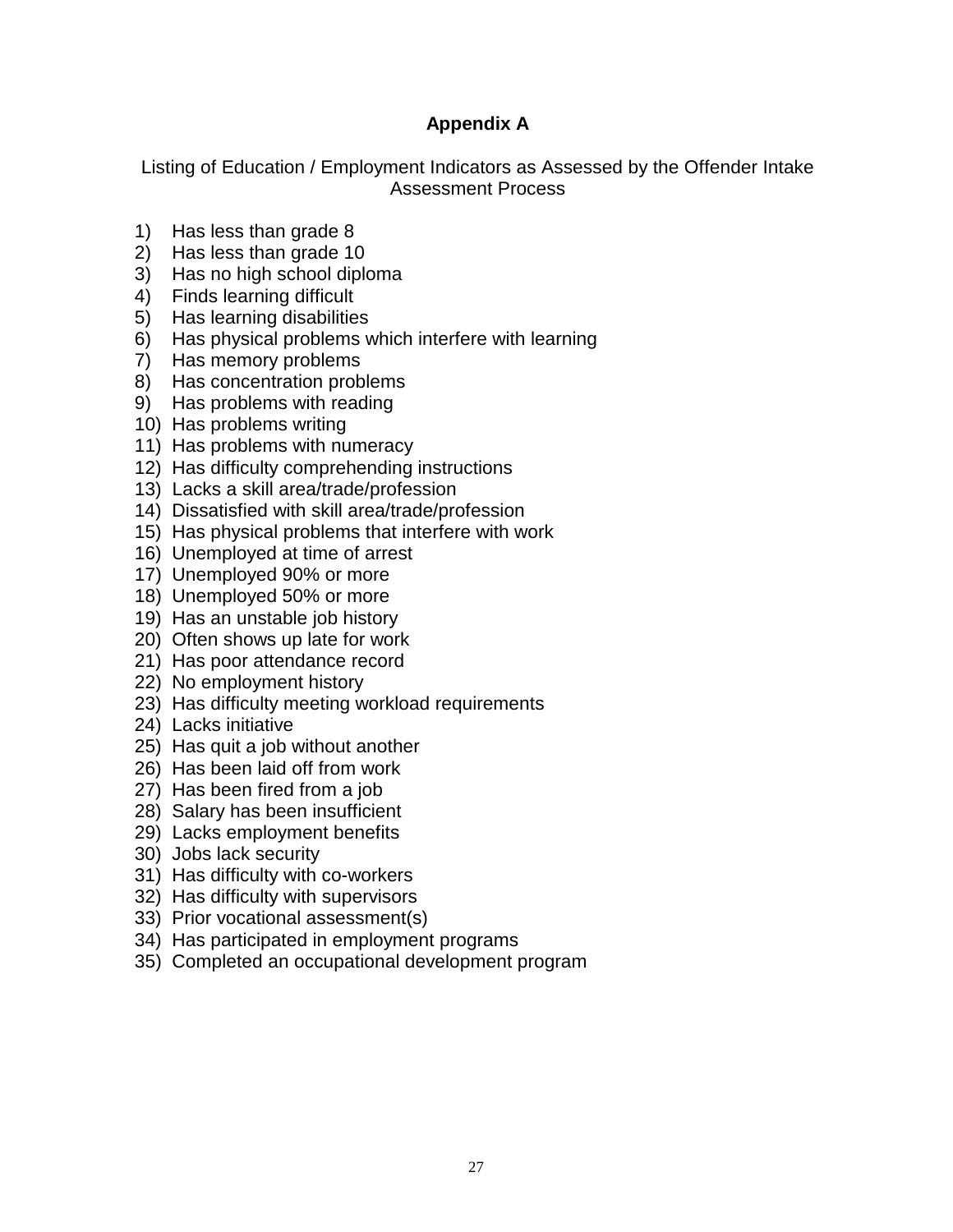# Appendix A

Listing of Education / Employment Indicators as Assessed by the Offender Intake Assessment Process

1) Has less than grade 8
2) Has less than grade 10
3) Has no high school diploma
4) Finds learning difficult
5) Has learning disabilities
6) Has physical problems which interfere with learning
7) Has memory problems
8) Has concentration problems
9) Has problems with reading
10) Has problems writing
11) Has problems with numeracy
12) Has difficulty comprehending instructions
13) Lacks a skill area/trade/profession
14) Dissatisfied with skill area/trade/profession
15) Has physical problems that interfere with work
16) Unemployed at time of arrest
17) Unemployed 90% or more
18) Unemployed 50% or more
19) Has an unstable job history
20) Often shows up late for work
21) Has poor attendance record
22) No employment history
23) Has difficulty meeting workload requirements
24) Lacks initiative
25) Has quit a job without another
26) Has been laid off from work
27) Has been fired from a job
28) Salary has been insufficient
29) Lacks employment benefits
30) Jobs lack security
31) Has difficulty with co-workers
32) Has difficulty with supervisors
33) Prior vocational assessment(s)
34) Has participated in employment programs
35) Completed an occupational development program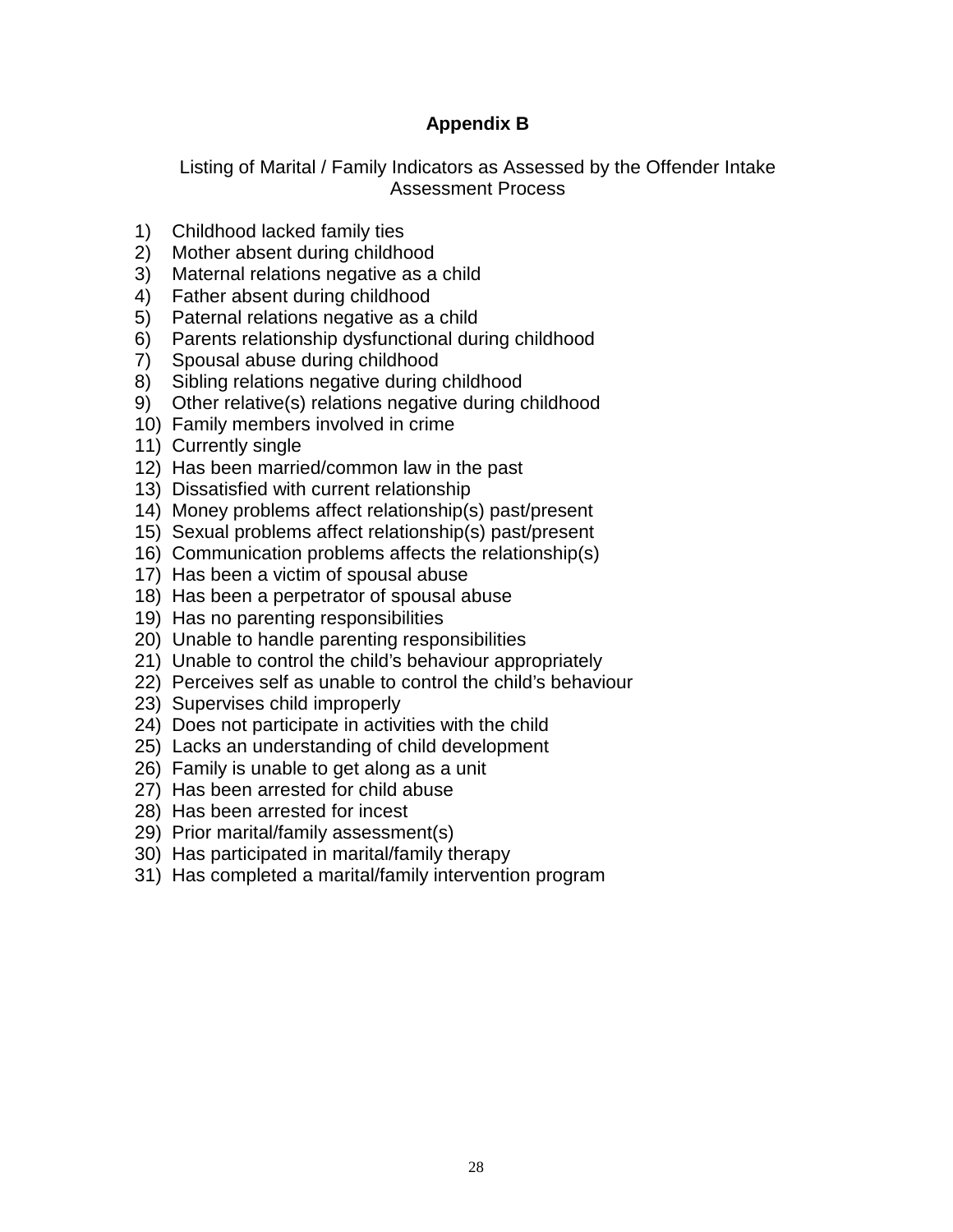## Appendix B

Listing of Marital / Family Indicators as Assessed by the Offender Intake Assessment Process

1) Childhood lacked family ties
2) Mother absent during childhood
3) Maternal relations negative as a child
4) Father absent during childhood
5) Paternal relations negative as a child
6) Parents relationship dysfunctional during childhood
7) Spousal abuse during childhood
8) Sibling relations negative during childhood
9) Other relative(s) relations negative during childhood
10) Family members involved in crime
11) Currently single
12) Has been married/common law in the past
13) Dissatisfied with current relationship
14) Money problems affect relationship(s) past/present
15) Sexual problems affect relationship(s) past/present
16) Communication problems affects the relationship(s)
17) Has been a victim of spousal abuse
18) Has been a perpetrator of spousal abuse
19) Has no parenting responsibilities
20) Unable to handle parenting responsibilities
21) Unable to control the child's behaviour appropriately
22) Perceives self as unable to control the child's behaviour
23) Supervises child improperly
24) Does not participate in activities with the child
25) Lacks an understanding of child development
26) Family is unable to get along as a unit
27) Has been arrested for child abuse
28) Has been arrested for incest
29) Prior marital/family assessment(s)
30) Has participated in marital/family therapy
31) Has completed a marital/family intervention program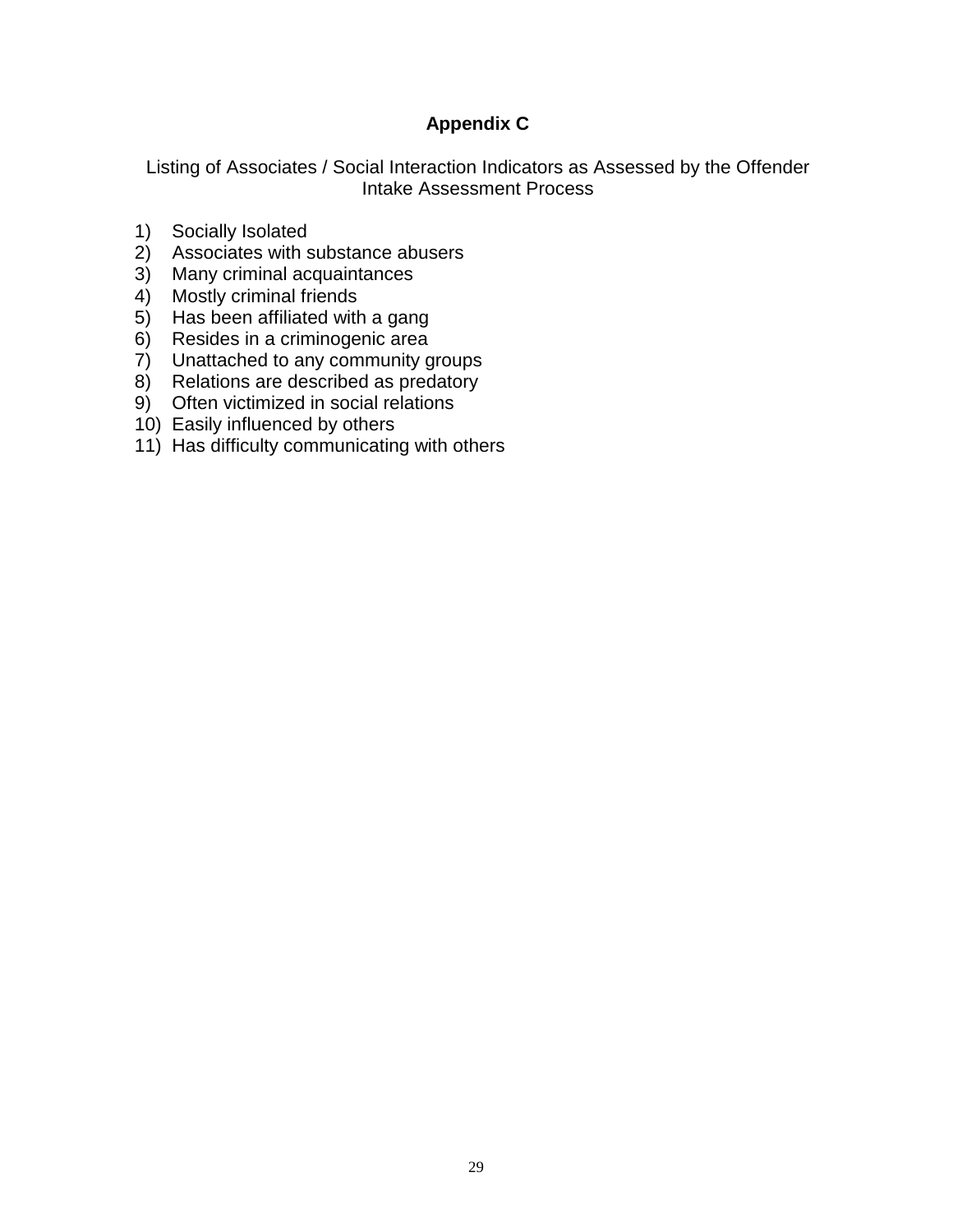## Appendix C

Listing of Associates / Social Interaction Indicators as Assessed by the Offender Intake Assessment Process

1) Socially Isolated
2) Associates with substance abusers
3) Many criminal acquaintances
4) Mostly criminal friends
5) Has been affiliated with a gang
6) Resides in a criminogenic area
7) Unattached to any community groups
8) Relations are described as predatory
9) Often victimized in social relations
10) Easily influenced by others
11) Has difficulty communicating with others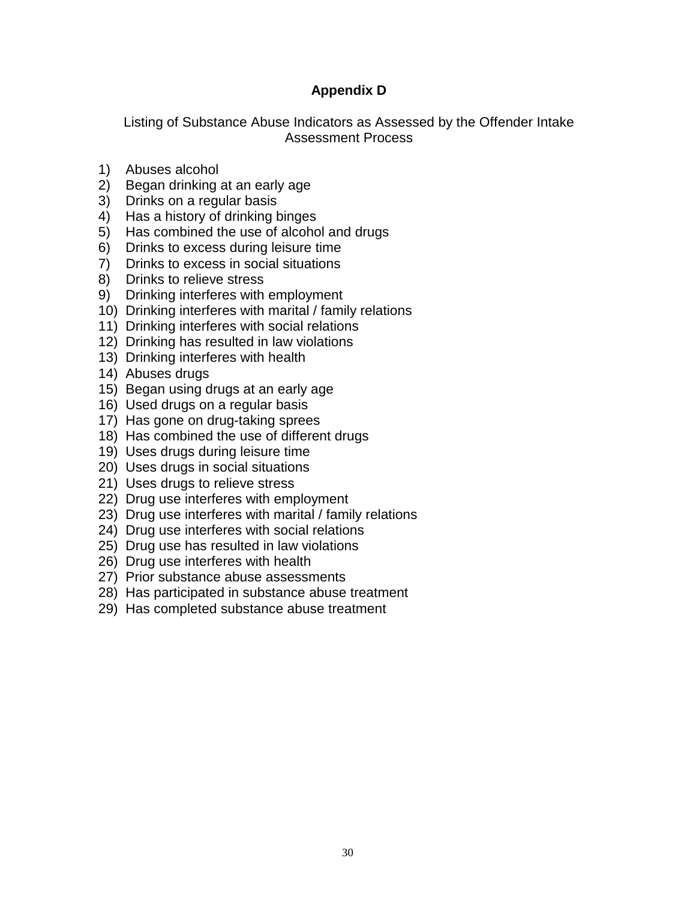## Appendix D

Listing of Substance Abuse Indicators as Assessed by the Offender Intake Assessment Process

1) Abuses alcohol
2) Began drinking at an early age
3) Drinks on a regular basis
4) Has a history of drinking binges
5) Has combined the use of alcohol and drugs
6) Drinks to excess during leisure time
7) Drinks to excess in social situations
8) Drinks to relieve stress
9) Drinking interferes with employment
10) Drinking interferes with marital / family relations
11) Drinking interferes with social relations
12) Drinking has resulted in law violations
13) Drinking interferes with health
14) Abuses drugs
15) Began using drugs at an early age
16) Used drugs on a regular basis
17) Has gone on drug-taking sprees
18) Has combined the use of different drugs
19) Uses drugs during leisure time
20) Uses drugs in social situations
21) Uses drugs to relieve stress
22) Drug use interferes with employment
23) Drug use interferes with marital / family relations
24) Drug use interferes with social relations
25) Drug use has resulted in law violations
26) Drug use interferes with health
27) Prior substance abuse assessments
28) Has participated in substance abuse treatment
29) Has completed substance abuse treatment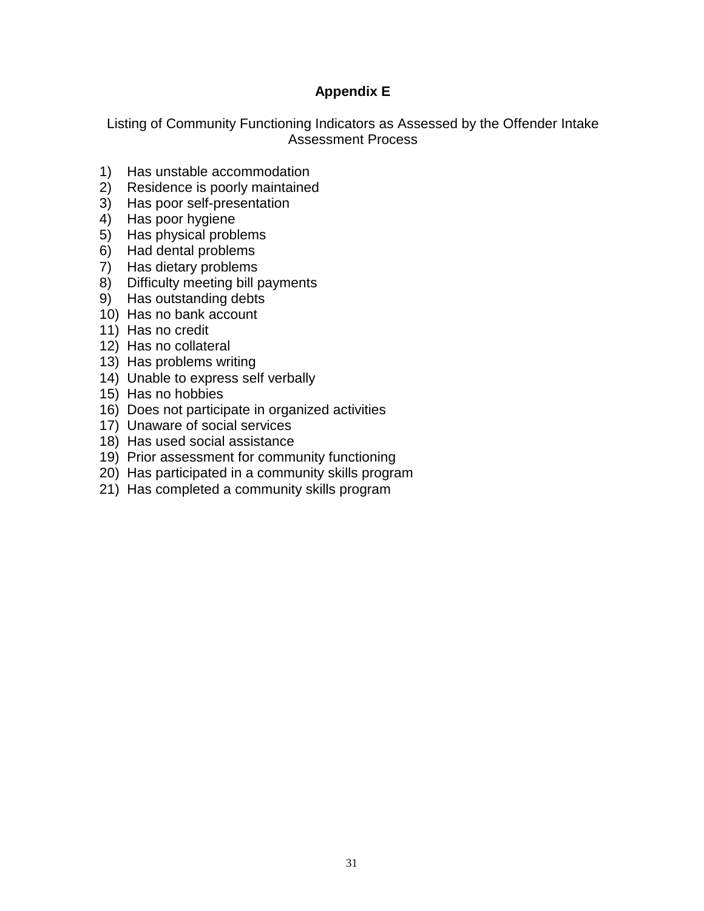## Appendix E

Listing of Community Functioning Indicators as Assessed by the Offender Intake Assessment Process

1) Has unstable accommodation
2) Residence is poorly maintained
3) Has poor self-presentation
4) Has poor hygiene
5) Has physical problems
6) Had dental problems
7) Has dietary problems
8) Difficulty meeting bill payments
9) Has outstanding debts
10) Has no bank account
11) Has no credit
12) Has no collateral
13) Has problems writing
14) Unable to express self verbally
15) Has no hobbies
16) Does not participate in organized activities
17) Unaware of social services
18) Has used social assistance
19) Prior assessment for community functioning
20) Has participated in a community skills program
21) Has completed a community skills program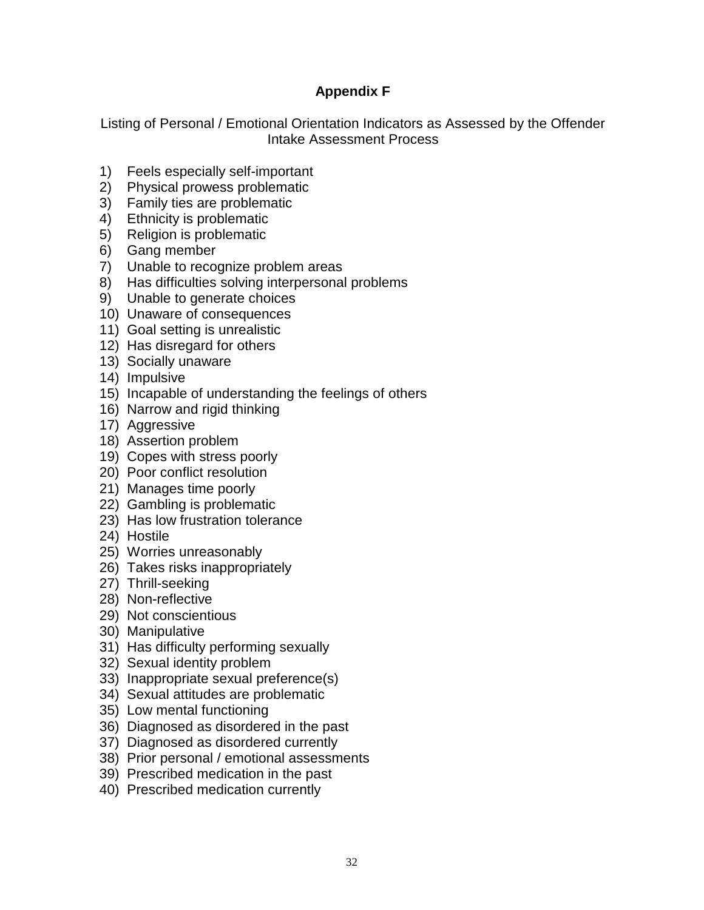## Appendix F

Listing of Personal / Emotional Orientation Indicators as Assessed by the Offender Intake Assessment Process

1) Feels especially self-important
2) Physical prowess problematic
3) Family ties are problematic
4) Ethnicity is problematic
5) Religion is problematic
6) Gang member
7) Unable to recognize problem areas
8) Has difficulties solving interpersonal problems
9) Unable to generate choices
10) Unaware of consequences
11) Goal setting is unrealistic
12) Has disregard for others
13) Socially unaware
14) Impulsive
15) Incapable of understanding the feelings of others
16) Narrow and rigid thinking
17) Aggressive
18) Assertion problem
19) Copes with stress poorly
20) Poor conflict resolution
21) Manages time poorly
22) Gambling is problematic
23) Has low frustration tolerance
24) Hostile
25) Worries unreasonably
26) Takes risks inappropriately
27) Thrill-seeking
28) Non-reflective
29) Not conscientious
30) Manipulative
31) Has difficulty performing sexually
32) Sexual identity problem
33) Inappropriate sexual preference(s)
34) Sexual attitudes are problematic
35) Low mental functioning
36) Diagnosed as disordered in the past
37) Diagnosed as disordered currently
38) Prior personal / emotional assessments
39) Prescribed medication in the past
40) Prescribed medication currently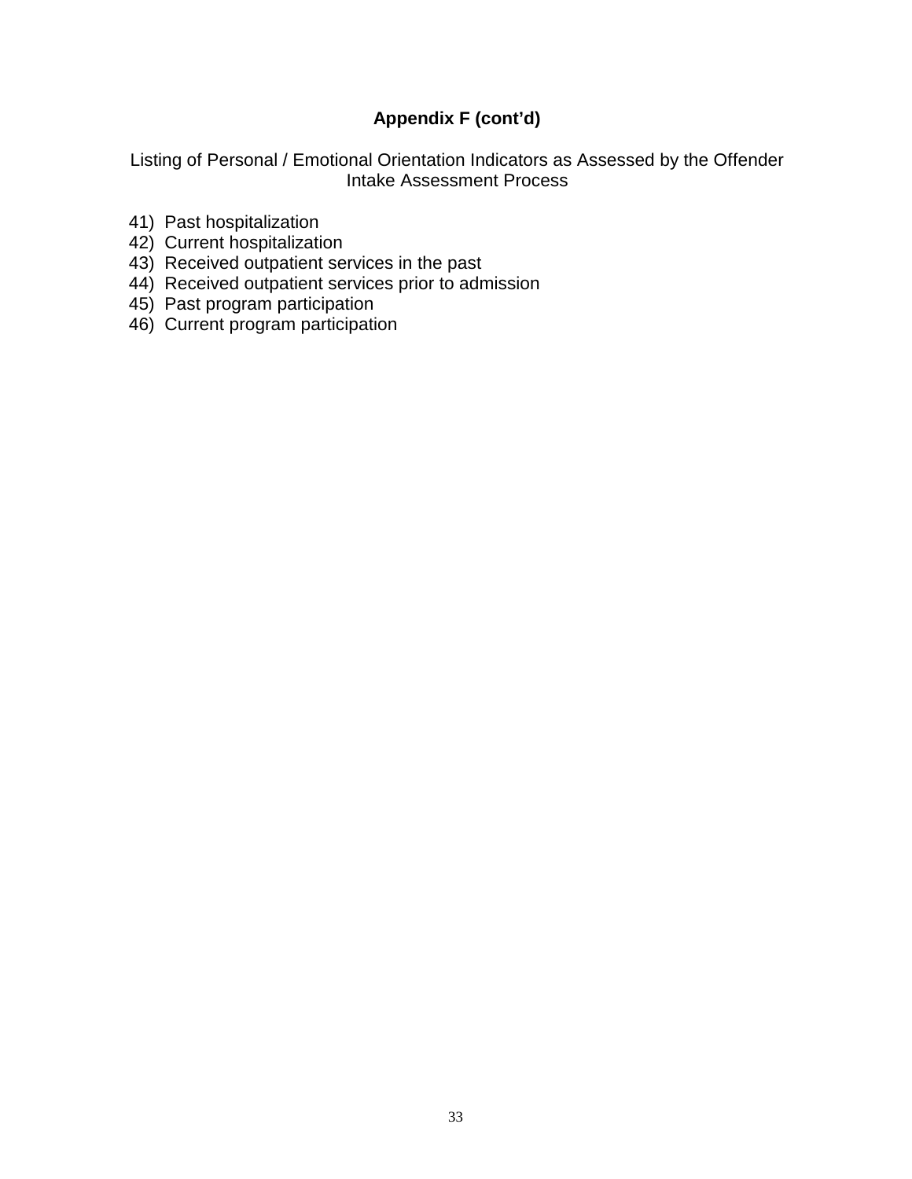## Appendix F (cont'd)

Listing of Personal / Emotional Orientation Indicators as Assessed by the Offender Intake Assessment Process

41) Past hospitalization
42) Current hospitalization
43) Received outpatient services in the past
44) Received outpatient services prior to admission
45) Past program participation
46) Current program participation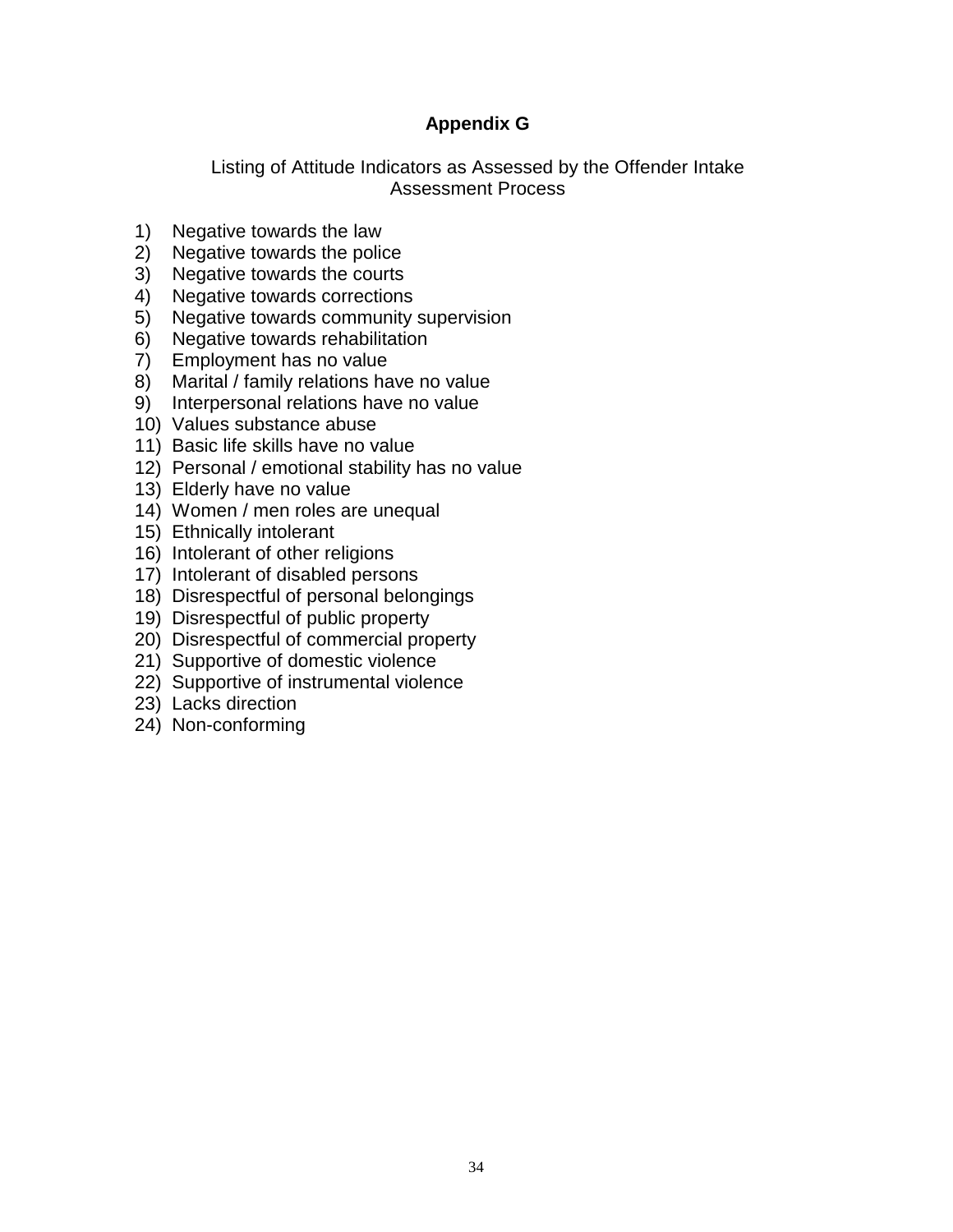## Appendix G

Listing of Attitude Indicators as Assessed by the Offender Intake Assessment Process

1) Negative towards the law
2) Negative towards the police
3) Negative towards the courts
4) Negative towards corrections
5) Negative towards community supervision
6) Negative towards rehabilitation
7) Employment has no value
8) Marital / family relations have no value
9) Interpersonal relations have no value
10) Values substance abuse
11) Basic life skills have no value
12) Personal / emotional stability has no value
13) Elderly have no value
14) Women / men roles are unequal
15) Ethnically intolerant
16) Intolerant of other religions
17) Intolerant of disabled persons
18) Disrespectful of personal belongings
19) Disrespectful of public property
20) Disrespectful of commercial property
21) Supportive of domestic violence
22) Supportive of instrumental violence
23) Lacks direction
24) Non-conforming